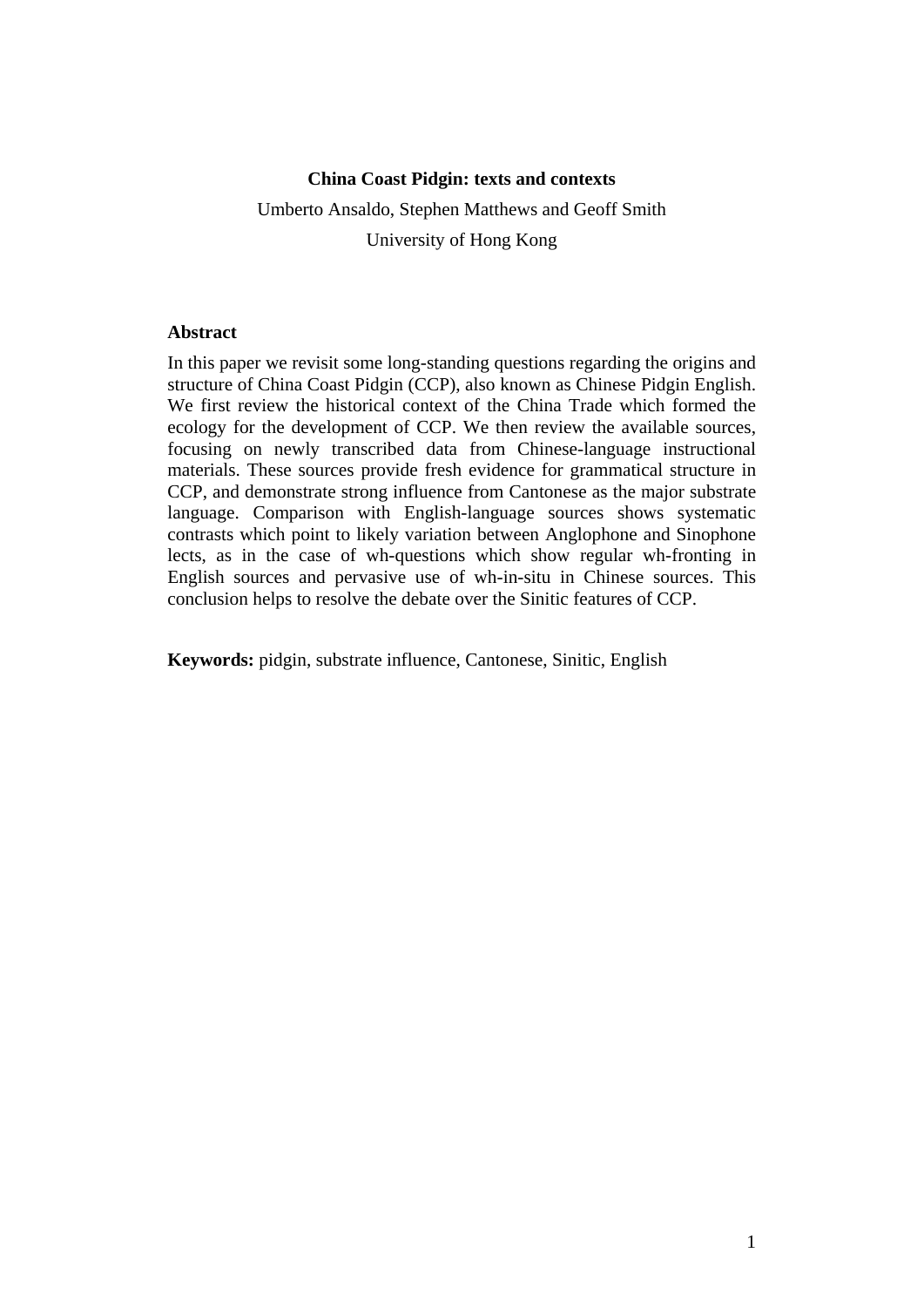# China Coast Pidgin: texts and contexts

Umberto Ansaldo, Stephen Matthews and Geoff Smith

University of Hong Kong

## Abstract

In this paper we revisit some long-standing questions regarding the origins and structure of China Coast Pidgin (CCP), also known as Chinese Pidgin English. We first review the historical context of the China Trade which formed the ecology for the development of CCP. We then review the available sources, focusing on newly transcribed data from Chinese-language instructional materials. These sources provide fresh evidence for grammatical structure in CCP, and demonstrate strong influence from Cantonese as the major substrate language. Comparison with English-language sources shows systematic contrasts which point to likely variation between Anglophone and Sinophone lects, as in the case of wh-questions which show regular wh-fronting in English sources and pervasive use of wh-in-situ in Chinese sources. This conclusion helps to resolve the debate over the Sinitic features of CCP.

**Keywords:** pidgin, substrate influence, Cantonese, Sinitic, English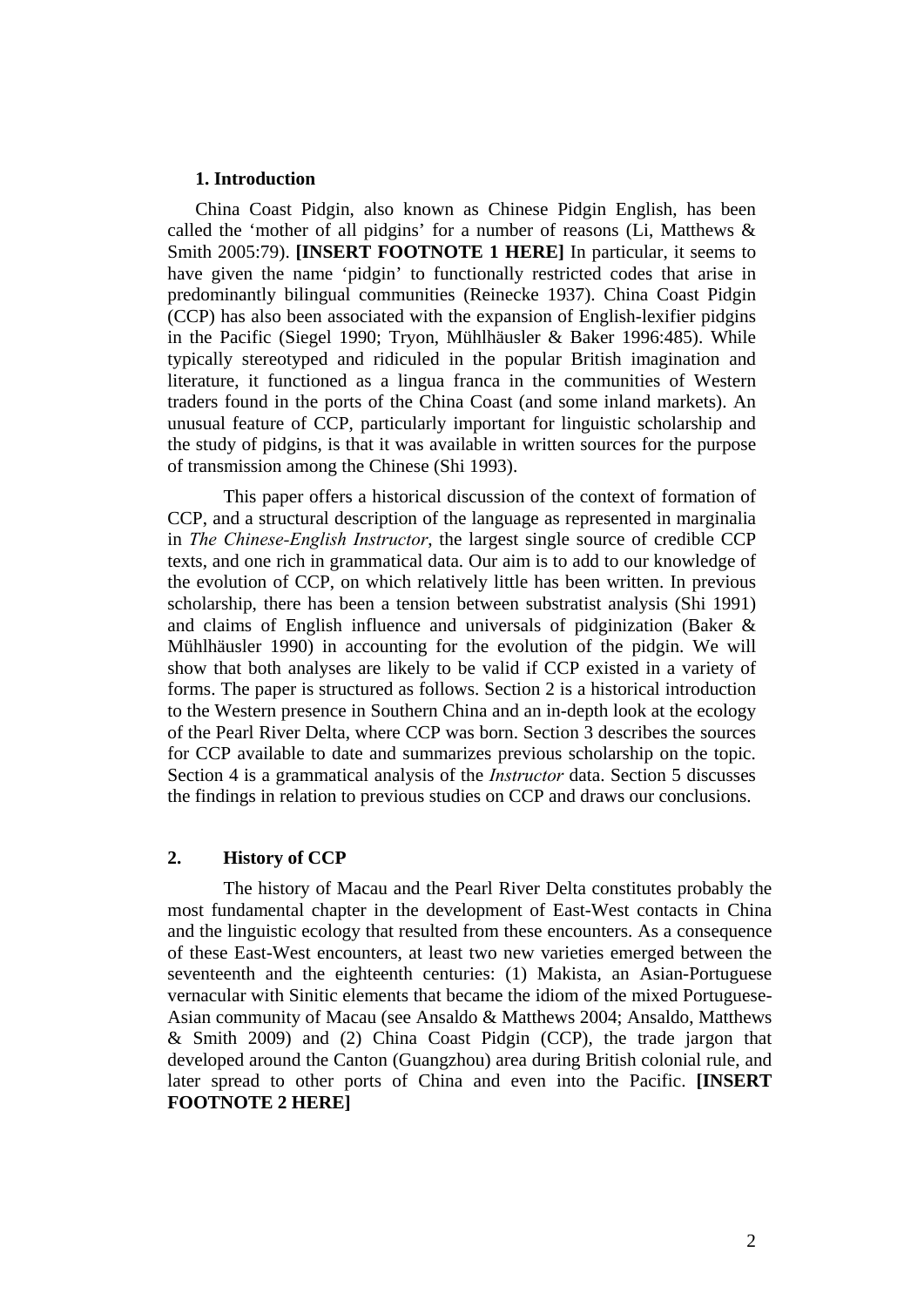## 1. Introduction

China Coast Pidgin, also known as Chinese Pidgin English, has been called the 'mother of all pidgins' for a number of reasons (Li, Matthews & Smith 2005:79). **[INSERT FOOTNOTE 1 HERE]** In particular, it seems to have given the name 'pidgin' to functionally restricted codes that arise in predominantly bilingual communities (Reinecke 1937). China Coast Pidgin (CCP) has also been associated with the expansion of English-lexifier pidgins in the Pacific (Siegel 1990; Tryon, Mühlhäusler & Baker 1996:485). While typically stereotyped and ridiculed in the popular British imagination and literature, it functioned as a lingua franca in the communities of Western traders found in the ports of the China Coast (and some inland markets). An unusual feature of CCP, particularly important for linguistic scholarship and the study of pidgins, is that it was available in written sources for the purpose of transmission among the Chinese (Shi 1993).

This paper offers a historical discussion of the context of formation of CCP, and a structural description of the language as represented in marginalia in *The Chinese-English Instructor*, the largest single source of credible CCP texts, and one rich in grammatical data. Our aim is to add to our knowledge of the evolution of CCP, on which relatively little has been written. In previous scholarship, there has been a tension between substratist analysis (Shi 1991) and claims of English influence and universals of pidginization (Baker & Mühlhäusler 1990) in accounting for the evolution of the pidgin. We will show that both analyses are likely to be valid if CCP existed in a variety of forms. The paper is structured as follows. Section 2 is a historical introduction to the Western presence in Southern China and an in-depth look at the ecology of the Pearl River Delta, where CCP was born. Section 3 describes the sources for CCP available to date and summarizes previous scholarship on the topic. Section 4 is a grammatical analysis of the *Instructor* data. Section 5 discusses the findings in relation to previous studies on CCP and draws our conclusions.

## 2. History of CCP

The history of Macau and the Pearl River Delta constitutes probably the most fundamental chapter in the development of East-West contacts in China and the linguistic ecology that resulted from these encounters. As a consequence of these East-West encounters, at least two new varieties emerged between the seventeenth and the eighteenth centuries: (1) Makista, an Asian-Portuguese vernacular with Sinitic elements that became the idiom of the mixed Portuguese-Asian community of Macau (see Ansaldo & Matthews 2004; Ansaldo, Matthews & Smith 2009) and (2) China Coast Pidgin (CCP), the trade jargon that developed around the Canton (Guangzhou) area during British colonial rule, and later spread to other ports of China and even into the Pacific. **[INSERT FOOTNOTE 2 HERE]**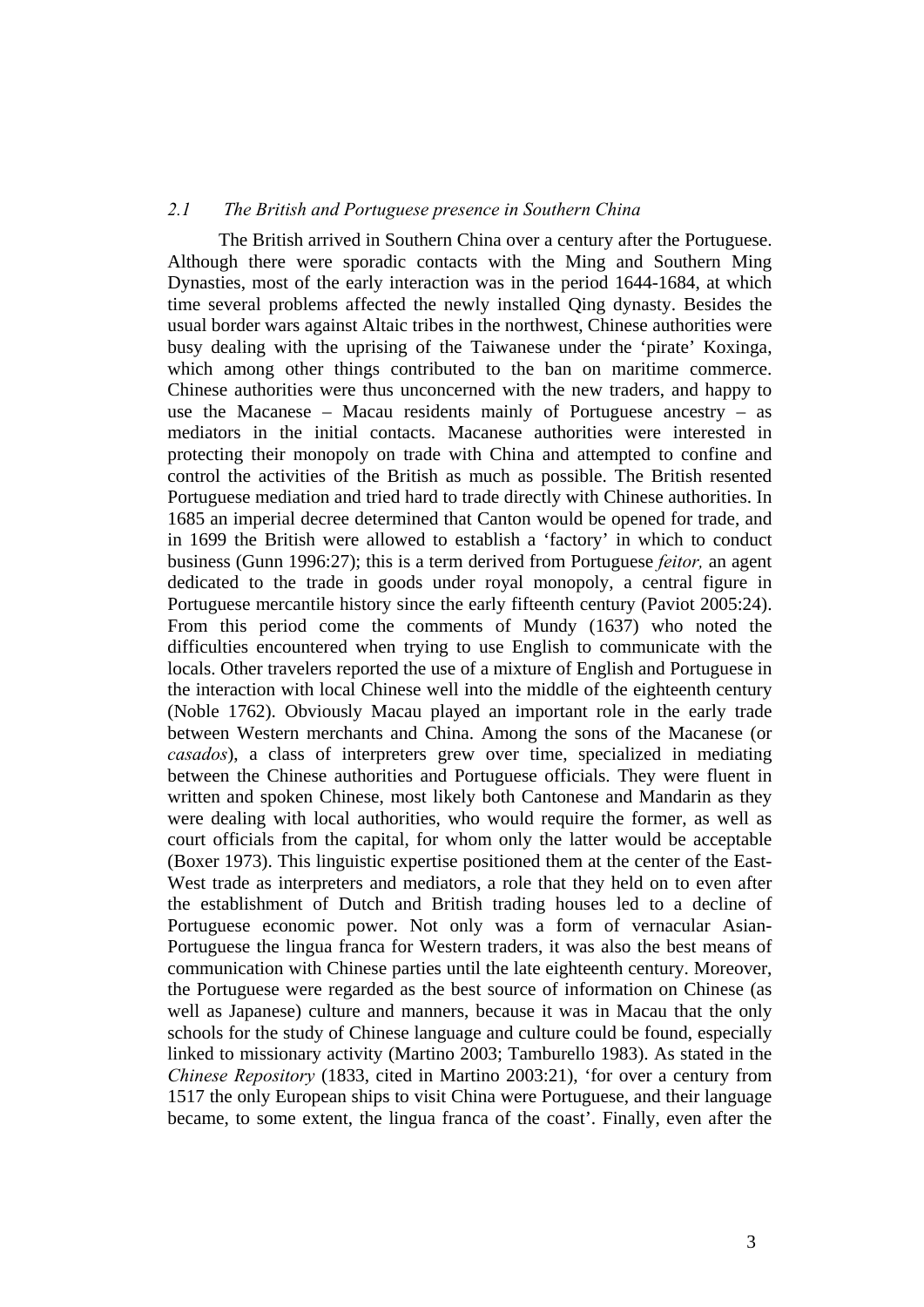### *2.1 The British and Portuguese presence in Southern China*

The British arrived in Southern China over a century after the Portuguese. Although there were sporadic contacts with the Ming and Southern Ming Dynasties, most of the early interaction was in the period 1644-1684, at which time several problems affected the newly installed Qing dynasty. Besides the usual border wars against Altaic tribes in the northwest, Chinese authorities were busy dealing with the uprising of the Taiwanese under the 'pirate' Koxinga, which among other things contributed to the ban on maritime commerce. Chinese authorities were thus unconcerned with the new traders, and happy to use the Macanese – Macau residents mainly of Portuguese ancestry – as mediators in the initial contacts. Macanese authorities were interested in protecting their monopoly on trade with China and attempted to confine and control the activities of the British as much as possible. The British resented Portuguese mediation and tried hard to trade directly with Chinese authorities. In 1685 an imperial decree determined that Canton would be opened for trade, and in 1699 the British were allowed to establish a 'factory' in which to conduct business (Gunn 1996:27); this is a term derived from Portuguese *feitor,* an agent dedicated to the trade in goods under royal monopoly, a central figure in Portuguese mercantile history since the early fifteenth century (Paviot 2005:24). From this period come the comments of Mundy (1637) who noted the difficulties encountered when trying to use English to communicate with the locals. Other travelers reported the use of a mixture of English and Portuguese in the interaction with local Chinese well into the middle of the eighteenth century (Noble 1762). Obviously Macau played an important role in the early trade between Western merchants and China. Among the sons of the Macanese (or *casados*), a class of interpreters grew over time, specialized in mediating between the Chinese authorities and Portuguese officials. They were fluent in written and spoken Chinese, most likely both Cantonese and Mandarin as they were dealing with local authorities, who would require the former, as well as court officials from the capital, for whom only the latter would be acceptable (Boxer 1973). This linguistic expertise positioned them at the center of the East-West trade as interpreters and mediators, a role that they held on to even after the establishment of Dutch and British trading houses led to a decline of Portuguese economic power. Not only was a form of vernacular Asian-Portuguese the lingua franca for Western traders, it was also the best means of communication with Chinese parties until the late eighteenth century. Moreover, the Portuguese were regarded as the best source of information on Chinese (as well as Japanese) culture and manners, because it was in Macau that the only schools for the study of Chinese language and culture could be found, especially linked to missionary activity (Martino 2003; Tamburello 1983). As stated in the *Chinese Repository* (1833, cited in Martino 2003:21), 'for over a century from 1517 the only European ships to visit China were Portuguese, and their language became, to some extent, the lingua franca of the coast'. Finally, even after the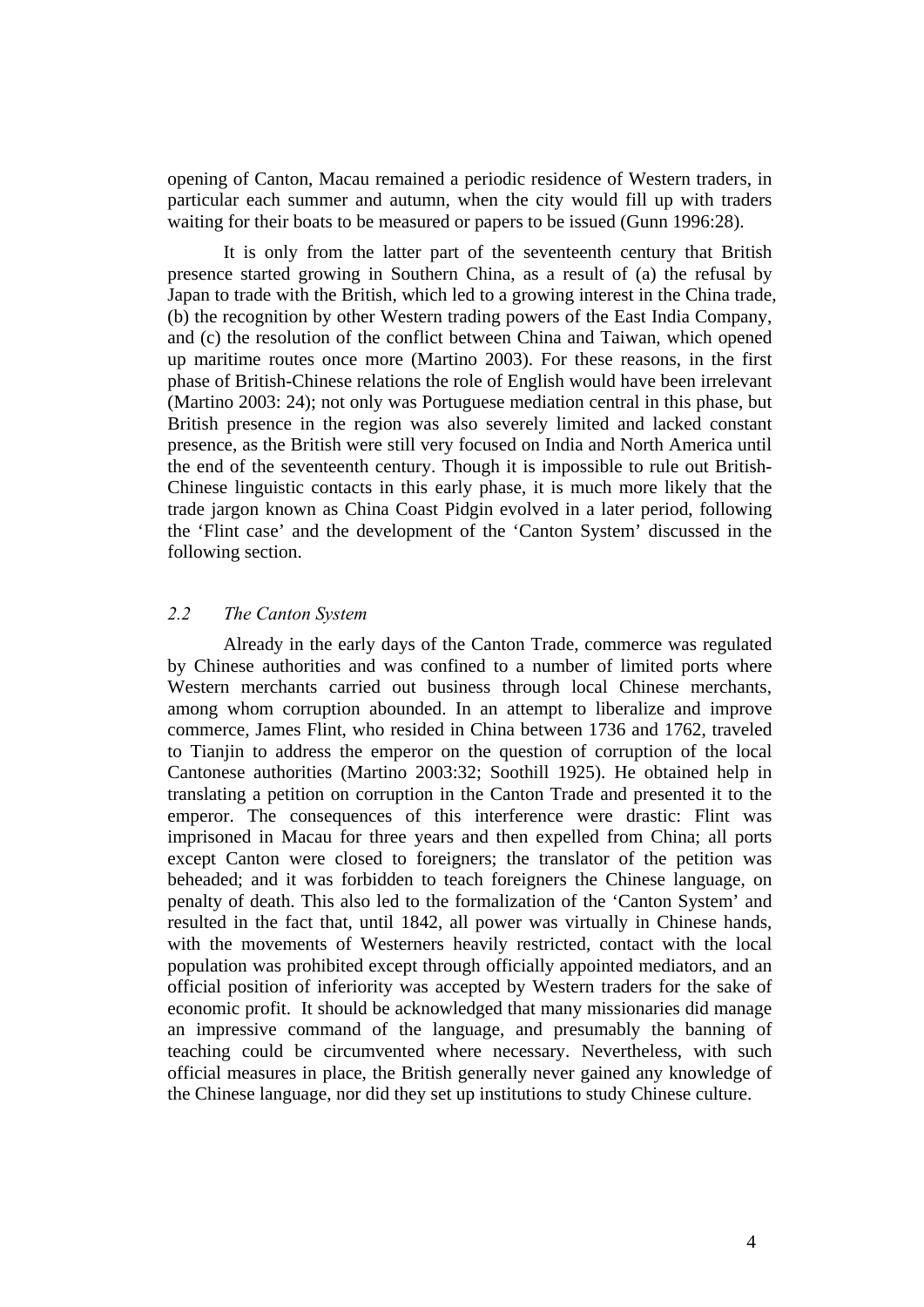opening of Canton, Macau remained a periodic residence of Western traders, in particular each summer and autumn, when the city would fill up with traders waiting for their boats to be measured or papers to be issued (Gunn 1996:28).

It is only from the latter part of the seventeenth century that British presence started growing in Southern China, as a result of (a) the refusal by Japan to trade with the British, which led to a growing interest in the China trade, (b) the recognition by other Western trading powers of the East India Company, and (c) the resolution of the conflict between China and Taiwan, which opened up maritime routes once more (Martino 2003). For these reasons, in the first phase of British-Chinese relations the role of English would have been irrelevant (Martino 2003: 24); not only was Portuguese mediation central in this phase, but British presence in the region was also severely limited and lacked constant presence, as the British were still very focused on India and North America until the end of the seventeenth century. Though it is impossible to rule out British-Chinese linguistic contacts in this early phase, it is much more likely that the trade jargon known as China Coast Pidgin evolved in a later period, following the 'Flint case' and the development of the 'Canton System' discussed in the following section.

## *2.2 The Canton System*

Already in the early days of the Canton Trade, commerce was regulated by Chinese authorities and was confined to a number of limited ports where Western merchants carried out business through local Chinese merchants, among whom corruption abounded. In an attempt to liberalize and improve commerce, James Flint, who resided in China between 1736 and 1762, traveled to Tianjin to address the emperor on the question of corruption of the local Cantonese authorities (Martino 2003:32; Soothill 1925). He obtained help in translating a petition on corruption in the Canton Trade and presented it to the emperor. The consequences of this interference were drastic: Flint was imprisoned in Macau for three years and then expelled from China; all ports except Canton were closed to foreigners; the translator of the petition was beheaded; and it was forbidden to teach foreigners the Chinese language, on penalty of death. This also led to the formalization of the 'Canton System' and resulted in the fact that, until 1842, all power was virtually in Chinese hands, with the movements of Westerners heavily restricted, contact with the local population was prohibited except through officially appointed mediators, and an official position of inferiority was accepted by Western traders for the sake of economic profit. It should be acknowledged that many missionaries did manage an impressive command of the language, and presumably the banning of teaching could be circumvented where necessary. Nevertheless, with such official measures in place, the British generally never gained any knowledge of the Chinese language, nor did they set up institutions to study Chinese culture.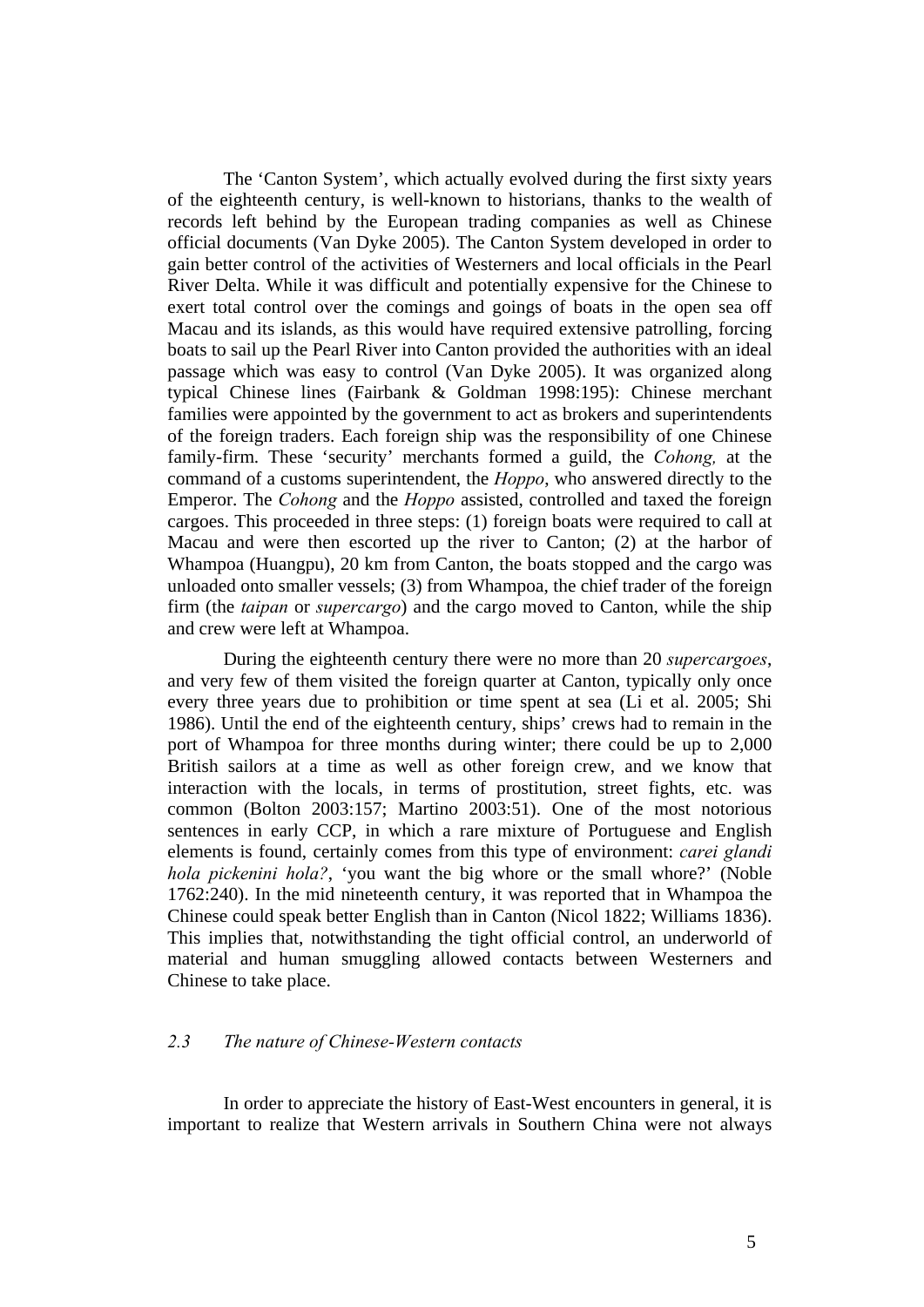The 'Canton System', which actually evolved during the first sixty years of the eighteenth century, is well-known to historians, thanks to the wealth of records left behind by the European trading companies as well as Chinese official documents (Van Dyke 2005). The Canton System developed in order to gain better control of the activities of Westerners and local officials in the Pearl River Delta. While it was difficult and potentially expensive for the Chinese to exert total control over the comings and goings of boats in the open sea off Macau and its islands, as this would have required extensive patrolling, forcing boats to sail up the Pearl River into Canton provided the authorities with an ideal passage which was easy to control (Van Dyke 2005). It was organized along typical Chinese lines (Fairbank & Goldman 1998:195): Chinese merchant families were appointed by the government to act as brokers and superintendents of the foreign traders. Each foreign ship was the responsibility of one Chinese family-firm. These 'security' merchants formed a guild, the *Cohong,* at the command of a customs superintendent, the *Hoppo*, who answered directly to the Emperor. The *Cohong* and the *Hoppo* assisted, controlled and taxed the foreign cargoes. This proceeded in three steps: (1) foreign boats were required to call at Macau and were then escorted up the river to Canton; (2) at the harbor of Whampoa (Huangpu), 20 km from Canton, the boats stopped and the cargo was unloaded onto smaller vessels; (3) from Whampoa, the chief trader of the foreign firm (the *taipan* or *supercargo*) and the cargo moved to Canton, while the ship and crew were left at Whampoa.

During the eighteenth century there were no more than 20 *supercargoes*, and very few of them visited the foreign quarter at Canton, typically only once every three years due to prohibition or time spent at sea (Li et al. 2005; Shi 1986). Until the end of the eighteenth century, ships' crews had to remain in the port of Whampoa for three months during winter; there could be up to 2,000 British sailors at a time as well as other foreign crew, and we know that interaction with the locals, in terms of prostitution, street fights, etc. was common (Bolton 2003:157; Martino 2003:51). One of the most notorious sentences in early CCP, in which a rare mixture of Portuguese and English elements is found, certainly comes from this type of environment: *carei glandi hola pickenini hola?*, 'you want the big whore or the small whore?' (Noble 1762:240). In the mid nineteenth century, it was reported that in Whampoa the Chinese could speak better English than in Canton (Nicol 1822; Williams 1836). This implies that, notwithstanding the tight official control, an underworld of material and human smuggling allowed contacts between Westerners and Chinese to take place.

### *2.3 The nature of Chinese-Western contacts*

In order to appreciate the history of East-West encounters in general, it is important to realize that Western arrivals in Southern China were not always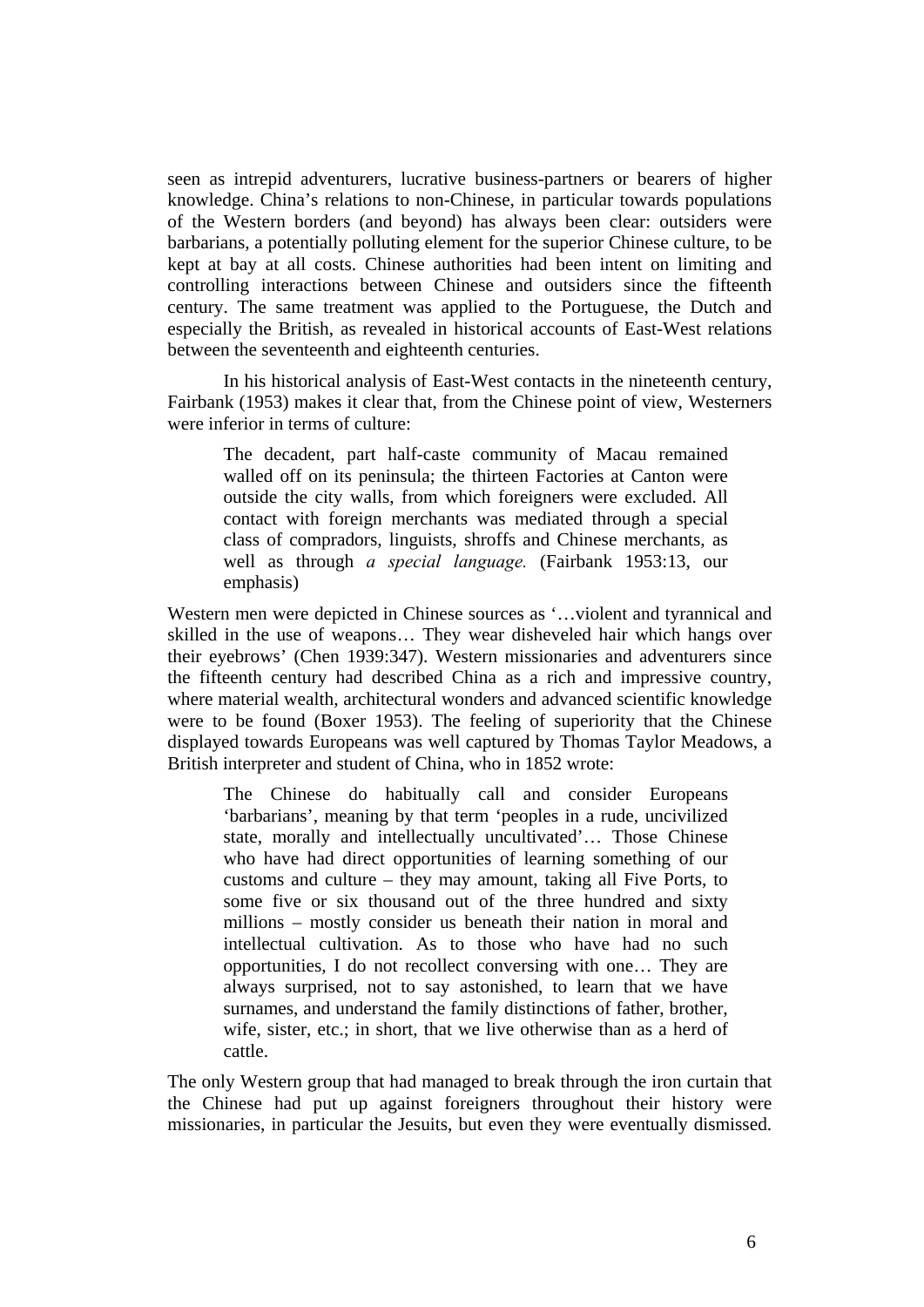seen as intrepid adventurers, lucrative business-partners or bearers of higher knowledge. China's relations to non-Chinese, in particular towards populations of the Western borders (and beyond) has always been clear: outsiders were barbarians, a potentially polluting element for the superior Chinese culture, to be kept at bay at all costs. Chinese authorities had been intent on limiting and controlling interactions between Chinese and outsiders since the fifteenth century. The same treatment was applied to the Portuguese, the Dutch and especially the British, as revealed in historical accounts of East-West relations between the seventeenth and eighteenth centuries.

In his historical analysis of East-West contacts in the nineteenth century, Fairbank (1953) makes it clear that, from the Chinese point of view, Westerners were inferior in terms of culture:

> The decadent, part half-caste community of Macau remained walled off on its peninsula; the thirteen Factories at Canton were outside the city walls, from which foreigners were excluded. All contact with foreign merchants was mediated through a special class of compradors, linguists, shroffs and Chinese merchants, as well as through *a special language.* (Fairbank 1953:13, our emphasis)

Western men were depicted in Chinese sources as '…violent and tyrannical and skilled in the use of weapons… They wear disheveled hair which hangs over their eyebrows' (Chen 1939:347). Western missionaries and adventurers since the fifteenth century had described China as a rich and impressive country, where material wealth, architectural wonders and advanced scientific knowledge were to be found (Boxer 1953). The feeling of superiority that the Chinese displayed towards Europeans was well captured by Thomas Taylor Meadows, a British interpreter and student of China, who in 1852 wrote:

> The Chinese do habitually call and consider Europeans 'barbarians', meaning by that term 'peoples in a rude, uncivilized state, morally and intellectually uncultivated'… Those Chinese who have had direct opportunities of learning something of our customs and culture – they may amount, taking all Five Ports, to some five or six thousand out of the three hundred and sixty millions – mostly consider us beneath their nation in moral and intellectual cultivation. As to those who have had no such opportunities, I do not recollect conversing with one… They are always surprised, not to say astonished, to learn that we have surnames, and understand the family distinctions of father, brother, wife, sister, etc.; in short, that we live otherwise than as a herd of cattle.

The only Western group that had managed to break through the iron curtain that the Chinese had put up against foreigners throughout their history were missionaries, in particular the Jesuits, but even they were eventually dismissed.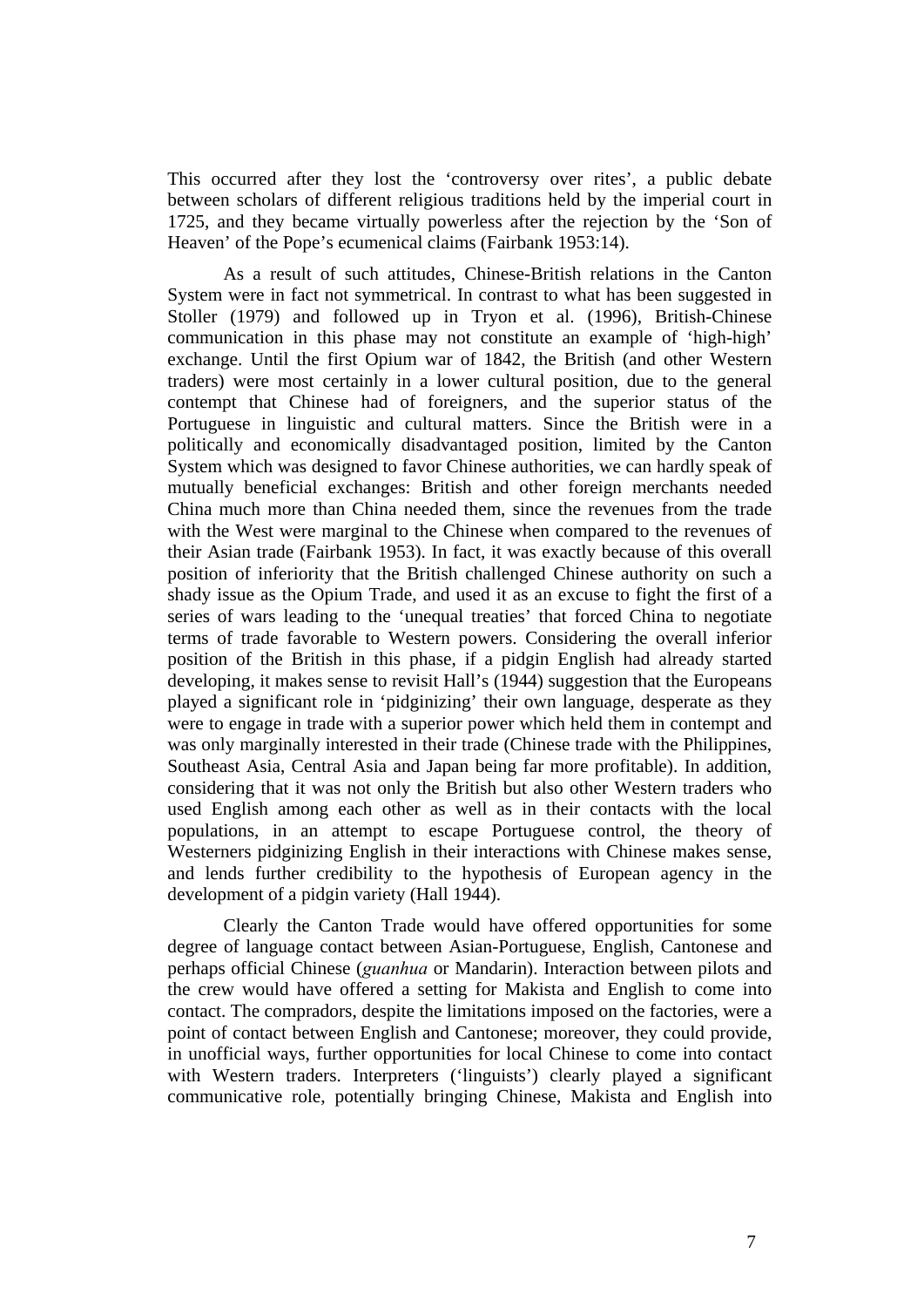This occurred after they lost the 'controversy over rites', a public debate between scholars of different religious traditions held by the imperial court in 1725, and they became virtually powerless after the rejection by the 'Son of Heaven' of the Pope's ecumenical claims (Fairbank 1953:14).

As a result of such attitudes, Chinese-British relations in the Canton System were in fact not symmetrical. In contrast to what has been suggested in Stoller (1979) and followed up in Tryon et al. (1996), British-Chinese communication in this phase may not constitute an example of 'high-high' exchange. Until the first Opium war of 1842, the British (and other Western traders) were most certainly in a lower cultural position, due to the general contempt that Chinese had of foreigners, and the superior status of the Portuguese in linguistic and cultural matters. Since the British were in a politically and economically disadvantaged position, limited by the Canton System which was designed to favor Chinese authorities, we can hardly speak of mutually beneficial exchanges: British and other foreign merchants needed China much more than China needed them, since the revenues from the trade with the West were marginal to the Chinese when compared to the revenues of their Asian trade (Fairbank 1953). In fact, it was exactly because of this overall position of inferiority that the British challenged Chinese authority on such a shady issue as the Opium Trade, and used it as an excuse to fight the first of a series of wars leading to the 'unequal treaties' that forced China to negotiate terms of trade favorable to Western powers. Considering the overall inferior position of the British in this phase, if a pidgin English had already started developing, it makes sense to revisit Hall's (1944) suggestion that the Europeans played a significant role in 'pidginizing' their own language, desperate as they were to engage in trade with a superior power which held them in contempt and was only marginally interested in their trade (Chinese trade with the Philippines, Southeast Asia, Central Asia and Japan being far more profitable). In addition, considering that it was not only the British but also other Western traders who used English among each other as well as in their contacts with the local populations, in an attempt to escape Portuguese control, the theory of Westerners pidginizing English in their interactions with Chinese makes sense, and lends further credibility to the hypothesis of European agency in the development of a pidgin variety (Hall 1944).

Clearly the Canton Trade would have offered opportunities for some degree of language contact between Asian-Portuguese, English, Cantonese and perhaps official Chinese (*guanhua* or Mandarin). Interaction between pilots and the crew would have offered a setting for Makista and English to come into contact. The compradors, despite the limitations imposed on the factories, were a point of contact between English and Cantonese; moreover, they could provide, in unofficial ways, further opportunities for local Chinese to come into contact with Western traders. Interpreters ('linguists') clearly played a significant communicative role, potentially bringing Chinese, Makista and English into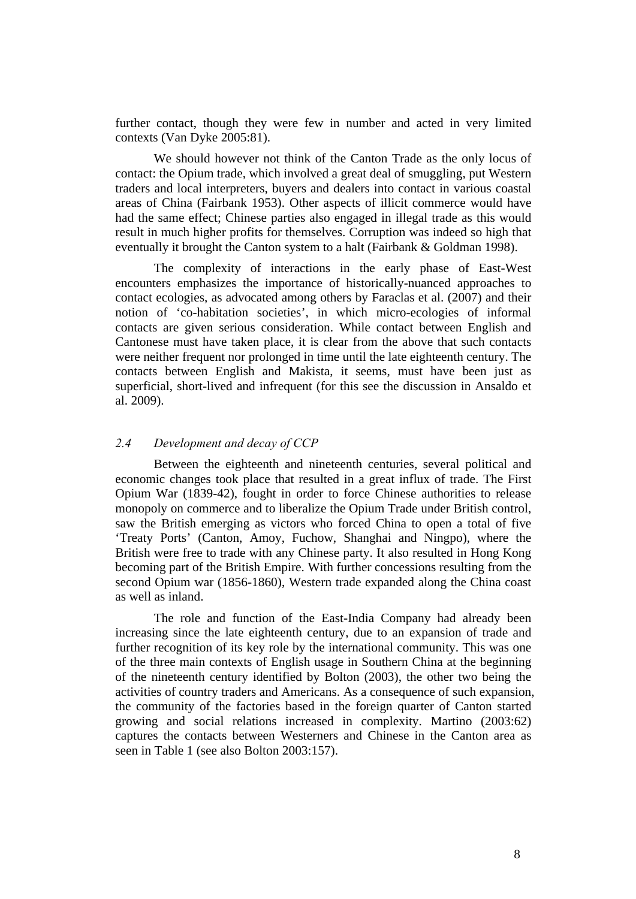further contact, though they were few in number and acted in very limited contexts (Van Dyke 2005:81).

We should however not think of the Canton Trade as the only locus of contact: the Opium trade, which involved a great deal of smuggling, put Western traders and local interpreters, buyers and dealers into contact in various coastal areas of China (Fairbank 1953). Other aspects of illicit commerce would have had the same effect; Chinese parties also engaged in illegal trade as this would result in much higher profits for themselves. Corruption was indeed so high that eventually it brought the Canton system to a halt (Fairbank & Goldman 1998).

The complexity of interactions in the early phase of East-West encounters emphasizes the importance of historically-nuanced approaches to contact ecologies, as advocated among others by Faraclas et al. (2007) and their notion of 'co-habitation societies', in which micro-ecologies of informal contacts are given serious consideration. While contact between English and Cantonese must have taken place, it is clear from the above that such contacts were neither frequent nor prolonged in time until the late eighteenth century. The contacts between English and Makista, it seems, must have been just as superficial, short-lived and infrequent (for this see the discussion in Ansaldo et al. 2009).

### *2.4 Development and decay of CCP*

Between the eighteenth and nineteenth centuries, several political and economic changes took place that resulted in a great influx of trade. The First Opium War (1839-42), fought in order to force Chinese authorities to release monopoly on commerce and to liberalize the Opium Trade under British control, saw the British emerging as victors who forced China to open a total of five 'Treaty Ports' (Canton, Amoy, Fuchow, Shanghai and Ningpo), where the British were free to trade with any Chinese party. It also resulted in Hong Kong becoming part of the British Empire. With further concessions resulting from the second Opium war (1856-1860), Western trade expanded along the China coast as well as inland.

The role and function of the East-India Company had already been increasing since the late eighteenth century, due to an expansion of trade and further recognition of its key role by the international community. This was one of the three main contexts of English usage in Southern China at the beginning of the nineteenth century identified by Bolton (2003), the other two being the activities of country traders and Americans. As a consequence of such expansion, the community of the factories based in the foreign quarter of Canton started growing and social relations increased in complexity. Martino (2003:62) captures the contacts between Westerners and Chinese in the Canton area as seen in Table 1 (see also Bolton 2003:157).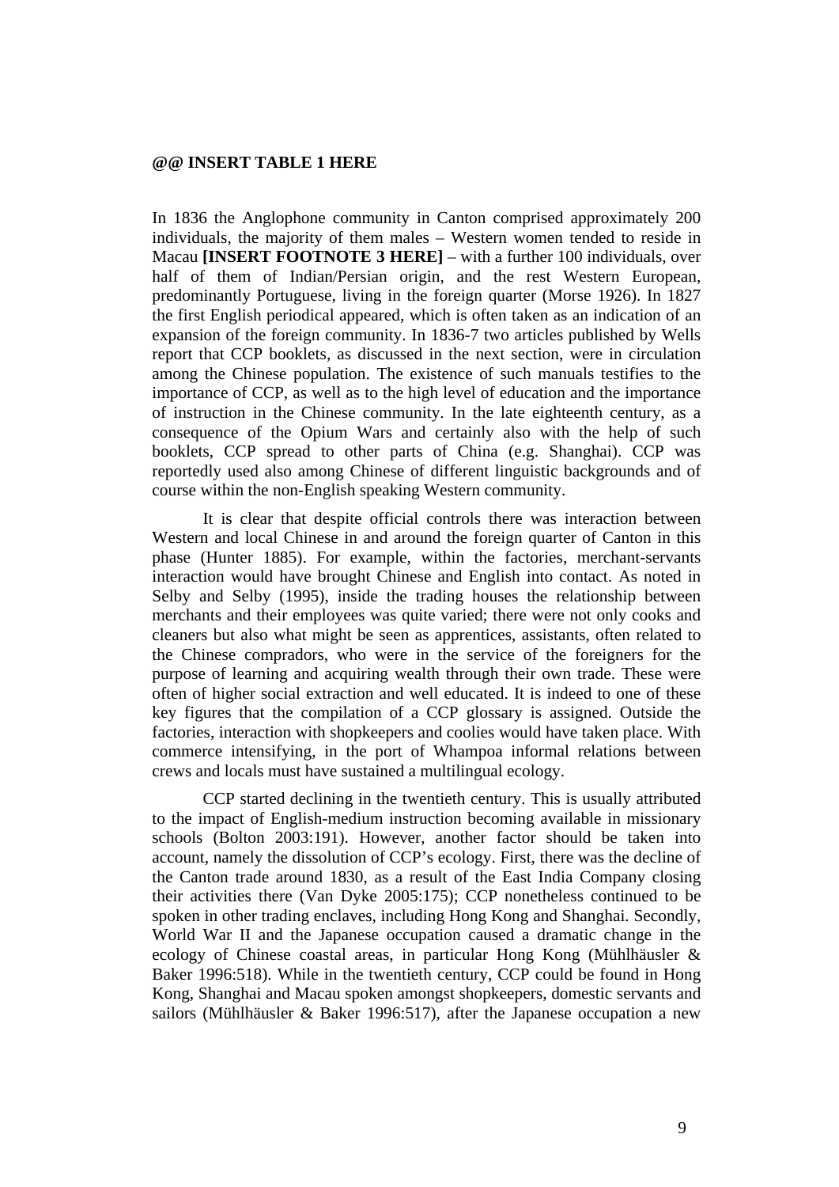**@@ INSERT TABLE 1 HERE**

In 1836 the Anglophone community in Canton comprised approximately 200 individuals, the majority of them males – Western women tended to reside in Macau **[INSERT FOOTNOTE 3 HERE]** – with a further 100 individuals, over half of them of Indian/Persian origin, and the rest Western European, predominantly Portuguese, living in the foreign quarter (Morse 1926). In 1827 the first English periodical appeared, which is often taken as an indication of an expansion of the foreign community. In 1836-7 two articles published by Wells report that CCP booklets, as discussed in the next section, were in circulation among the Chinese population. The existence of such manuals testifies to the importance of CCP, as well as to the high level of education and the importance of instruction in the Chinese community. In the late eighteenth century, as a consequence of the Opium Wars and certainly also with the help of such booklets, CCP spread to other parts of China (e.g. Shanghai). CCP was reportedly used also among Chinese of different linguistic backgrounds and of course within the non-English speaking Western community.

It is clear that despite official controls there was interaction between Western and local Chinese in and around the foreign quarter of Canton in this phase (Hunter 1885). For example, within the factories, merchant-servants interaction would have brought Chinese and English into contact. As noted in Selby and Selby (1995), inside the trading houses the relationship between merchants and their employees was quite varied; there were not only cooks and cleaners but also what might be seen as apprentices, assistants, often related to the Chinese compradors, who were in the service of the foreigners for the purpose of learning and acquiring wealth through their own trade. These were often of higher social extraction and well educated. It is indeed to one of these key figures that the compilation of a CCP glossary is assigned. Outside the factories, interaction with shopkeepers and coolies would have taken place. With commerce intensifying, in the port of Whampoa informal relations between crews and locals must have sustained a multilingual ecology.

CCP started declining in the twentieth century. This is usually attributed to the impact of English-medium instruction becoming available in missionary schools (Bolton 2003:191). However, another factor should be taken into account, namely the dissolution of CCP's ecology. First, there was the decline of the Canton trade around 1830, as a result of the East India Company closing their activities there (Van Dyke 2005:175); CCP nonetheless continued to be spoken in other trading enclaves, including Hong Kong and Shanghai. Secondly, World War II and the Japanese occupation caused a dramatic change in the ecology of Chinese coastal areas, in particular Hong Kong (Mühlhäusler & Baker 1996:518). While in the twentieth century, CCP could be found in Hong Kong, Shanghai and Macau spoken amongst shopkeepers, domestic servants and sailors (Mühlhäusler & Baker 1996:517), after the Japanese occupation a new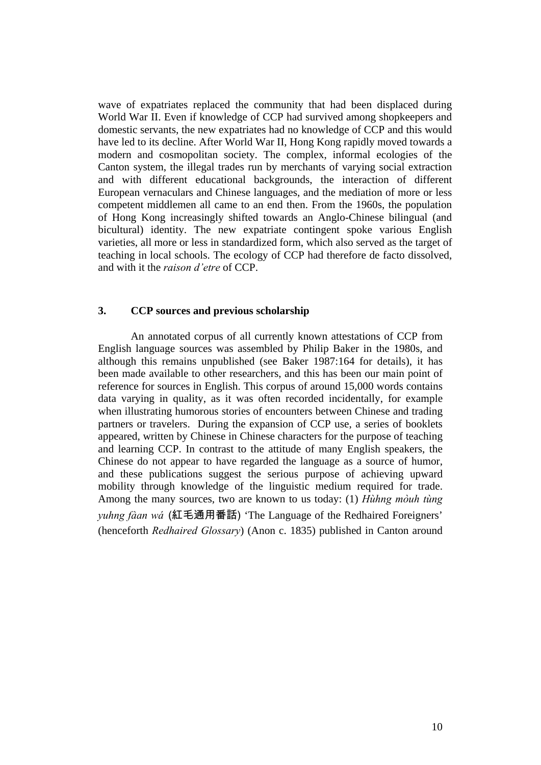wave of expatriates replaced the community that had been displaced during World War II. Even if knowledge of CCP had survived among shopkeepers and domestic servants, the new expatriates had no knowledge of CCP and this would have led to its decline. After World War II, Hong Kong rapidly moved towards a modern and cosmopolitan society. The complex, informal ecologies of the Canton system, the illegal trades run by merchants of varying social extraction and with different educational backgrounds, the interaction of different European vernaculars and Chinese languages, and the mediation of more or less competent middlemen all came to an end then. From the 1960s, the population of Hong Kong increasingly shifted towards an Anglo-Chinese bilingual (and bicultural) identity. The new expatriate contingent spoke various English varieties, all more or less in standardized form, which also served as the target of teaching in local schools. The ecology of CCP had therefore de facto dissolved, and with it the *raison d'etre* of CCP.

## 3. CCP sources and previous scholarship

An annotated corpus of all currently known attestations of CCP from English language sources was assembled by Philip Baker in the 1980s, and although this remains unpublished (see Baker 1987:164 for details), it has been made available to other researchers, and this has been our main point of reference for sources in English. This corpus of around 15,000 words contains data varying in quality, as it was often recorded incidentally, for example when illustrating humorous stories of encounters between Chinese and trading partners or travelers. During the expansion of CCP use, a series of booklets appeared, written by Chinese in Chinese characters for the purpose of teaching and learning CCP. In contrast to the attitude of many English speakers, the Chinese do not appear to have regarded the language as a source of humor, and these publications suggest the serious purpose of achieving upward mobility through knowledge of the linguistic medium required for trade. Among the many sources, two are known to us today: (1) *Hùhng mòuh tùng yuhng fàan wá* (紅毛通用番話) 'The Language of the Redhaired Foreigners' (henceforth *Redhaired Glossary*) (Anon c. 1835) published in Canton around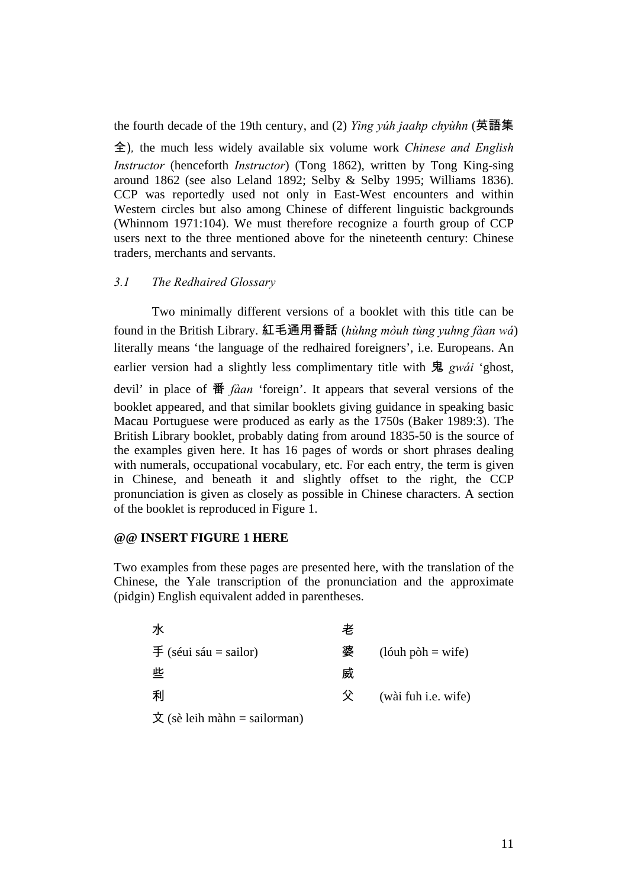the fourth decade of the 19th century, and (2) *Yìng yúh jaahp chyùhn* (英語集全), the much less widely available six volume work *Chinese and English Instructor* (henceforth *Instructor*) (Tong 1862), written by Tong King-sing around 1862 (see also Leland 1892; Selby & Selby 1995; Williams 1836). CCP was reportedly used not only in East-West encounters and within Western circles but also among Chinese of different linguistic backgrounds (Whinnom 1971:104). We must therefore recognize a fourth group of CCP users next to the three mentioned above for the nineteenth century: Chinese traders, merchants and servants.

### *3.1 The Redhaired Glossary*

Two minimally different versions of a booklet with this title can be found in the British Library. 紅毛通用番話 (*hùhng mòuh tùng yuhng fàan wá*) literally means 'the language of the redhaired foreigners', i.e. Europeans. An earlier version had a slightly less complimentary title with 鬼 *gwái* 'ghost, devil' in place of 番 *fàan* 'foreign'. It appears that several versions of the booklet appeared, and that similar booklets giving guidance in speaking basic Macau Portuguese were produced as early as the 1750s (Baker 1989:3). The British Library booklet, probably dating from around 1835-50 is the source of the examples given here. It has 16 pages of words or short phrases dealing with numerals, occupational vocabulary, etc. For each entry, the term is given in Chinese, and beneath it and slightly offset to the right, the CCP pronunciation is given as closely as possible in Chinese characters. A section of the booklet is reproduced in Figure 1.

**@@ INSERT FIGURE 1 HERE**

Two examples from these pages are presented here, with the translation of the Chinese, the Yale transcription of the pronunciation and the approximate (pidgin) English equivalent added in parentheses.

水
手 (séui sáu = sailor)
些
利
文 (sè leih màhn = sailorman)

老
婆 (lóuh pòh = wife)
威
父 (wài fuh i.e. wife)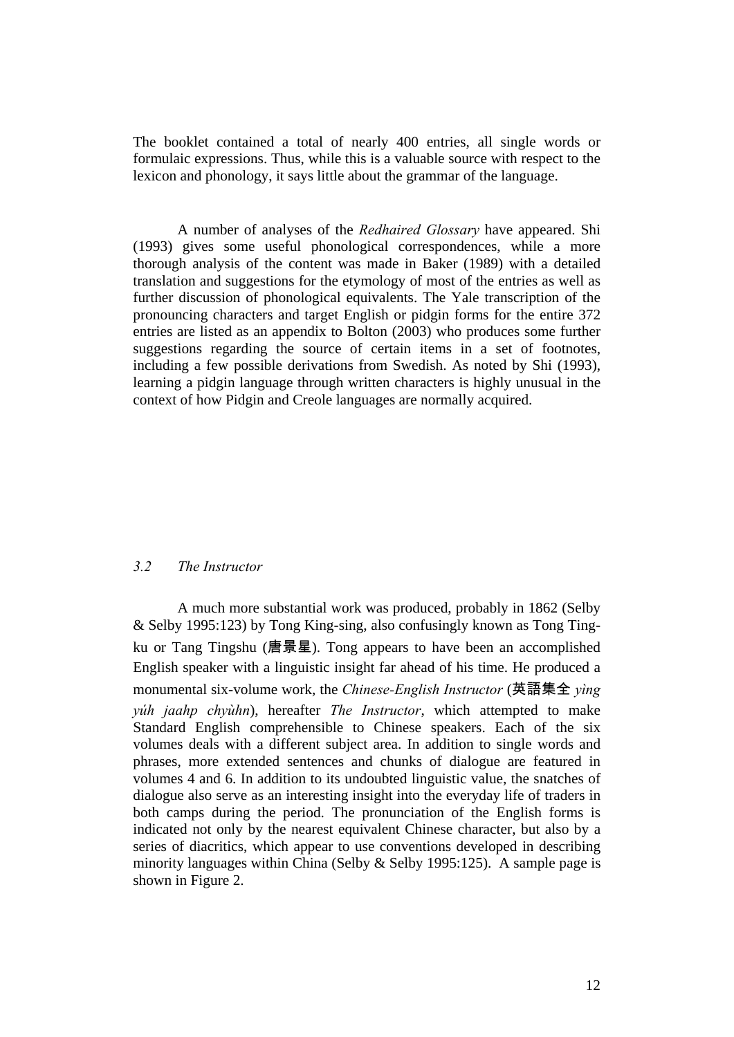The booklet contained a total of nearly 400 entries, all single words or formulaic expressions. Thus, while this is a valuable source with respect to the lexicon and phonology, it says little about the grammar of the language.

A number of analyses of the *Redhaired Glossary* have appeared. Shi (1993) gives some useful phonological correspondences, while a more thorough analysis of the content was made in Baker (1989) with a detailed translation and suggestions for the etymology of most of the entries as well as further discussion of phonological equivalents. The Yale transcription of the pronouncing characters and target English or pidgin forms for the entire 372 entries are listed as an appendix to Bolton (2003) who produces some further suggestions regarding the source of certain items in a set of footnotes, including a few possible derivations from Swedish. As noted by Shi (1993), learning a pidgin language through written characters is highly unusual in the context of how Pidgin and Creole languages are normally acquired.

### *3.2 The Instructor*

A much more substantial work was produced, probably in 1862 (Selby & Selby 1995:123) by Tong King-sing, also confusingly known as Tong Ting-ku or Tang Tingshu (唐景星). Tong appears to have been an accomplished English speaker with a linguistic insight far ahead of his time. He produced a monumental six-volume work, the *Chinese-English Instructor* (英語集全 *yìng yúh jaahp chyùhn*), hereafter *The Instructor*, which attempted to make Standard English comprehensible to Chinese speakers. Each of the six volumes deals with a different subject area. In addition to single words and phrases, more extended sentences and chunks of dialogue are featured in volumes 4 and 6. In addition to its undoubted linguistic value, the snatches of dialogue also serve as an interesting insight into the everyday life of traders in both camps during the period. The pronunciation of the English forms is indicated not only by the nearest equivalent Chinese character, but also by a series of diacritics, which appear to use conventions developed in describing minority languages within China (Selby & Selby 1995:125). A sample page is shown in Figure 2.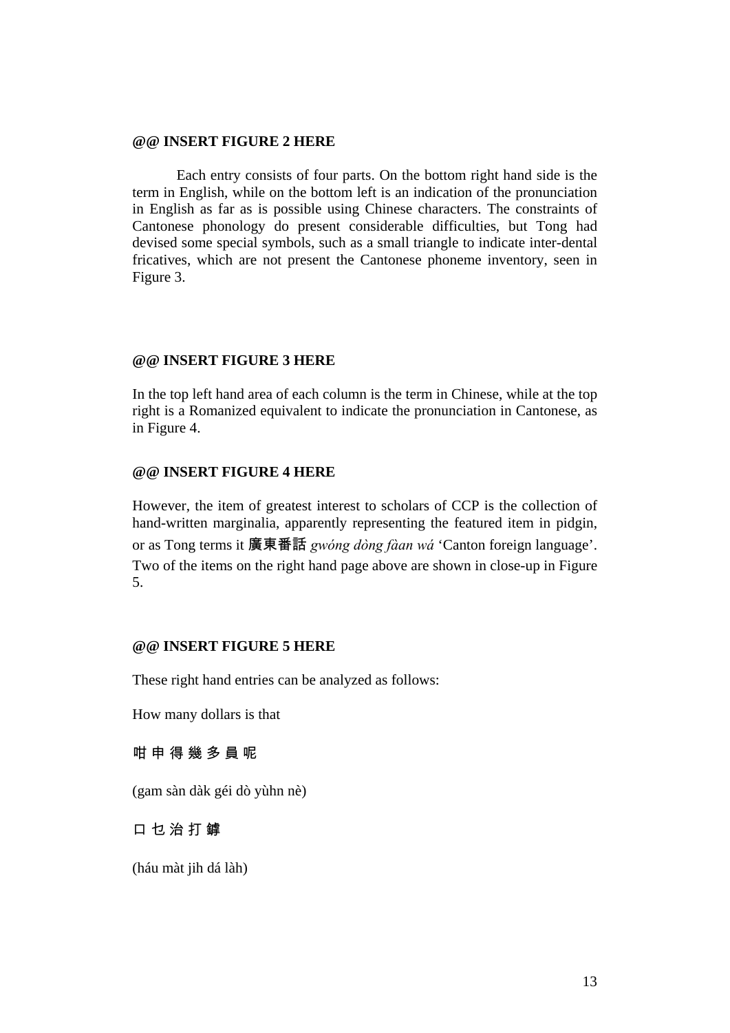**@@ INSERT FIGURE 2 HERE**

Each entry consists of four parts. On the bottom right hand side is the term in English, while on the bottom left is an indication of the pronunciation in English as far as is possible using Chinese characters. The constraints of Cantonese phonology do present considerable difficulties, but Tong had devised some special symbols, such as a small triangle to indicate inter-dental fricatives, which are not present the Cantonese phoneme inventory, seen in Figure 3.

**@@ INSERT FIGURE 3 HERE**

In the top left hand area of each column is the term in Chinese, while at the top right is a Romanized equivalent to indicate the pronunciation in Cantonese, as in Figure 4.

**@@ INSERT FIGURE 4 HERE**

However, the item of greatest interest to scholars of CCP is the collection of hand-written marginalia, apparently representing the featured item in pidgin, or as Tong terms it 廣東番話 *gwóng dòng fàan wá* 'Canton foreign language'. Two of the items on the right hand page above are shown in close-up in Figure 5.

**@@ INSERT FIGURE 5 HERE**

These right hand entries can be analyzed as follows:

How many dollars is that

咁 申 得 幾 多 員 呢

(gam sàn dàk géi dò yùhn nè)

口 乜 治 打 鎼

(háu màt jih dá làh)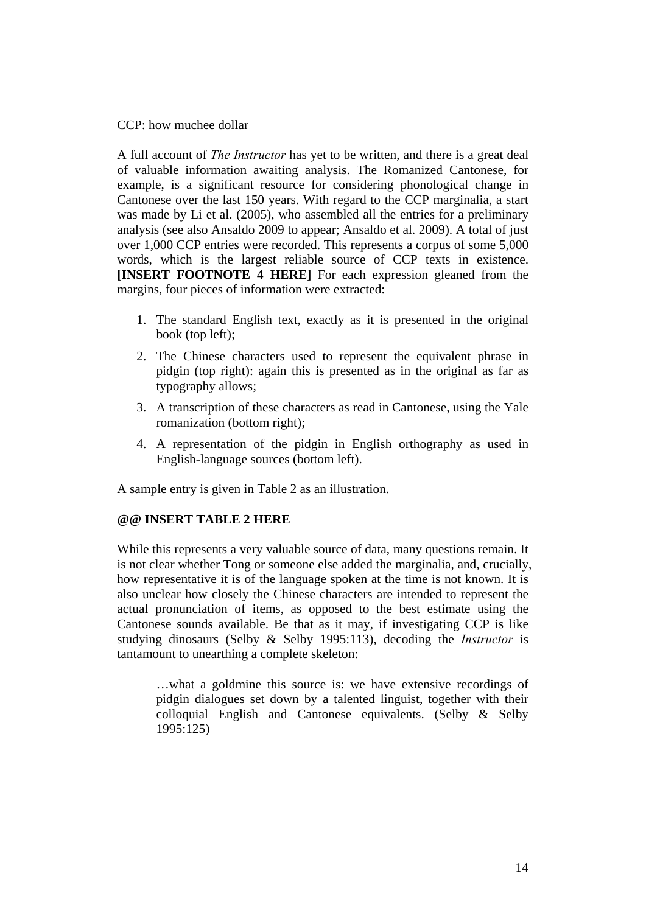CCP: how muchee dollar

A full account of *The Instructor* has yet to be written, and there is a great deal of valuable information awaiting analysis. The Romanized Cantonese, for example, is a significant resource for considering phonological change in Cantonese over the last 150 years. With regard to the CCP marginalia, a start was made by Li et al. (2005), who assembled all the entries for a preliminary analysis (see also Ansaldo 2009 to appear; Ansaldo et al. 2009). A total of just over 1,000 CCP entries were recorded. This represents a corpus of some 5,000 words, which is the largest reliable source of CCP texts in existence. **[INSERT FOOTNOTE 4 HERE]** For each expression gleaned from the margins, four pieces of information were extracted:

1. The standard English text, exactly as it is presented in the original book (top left);
2. The Chinese characters used to represent the equivalent phrase in pidgin (top right): again this is presented as in the original as far as typography allows;
3. A transcription of these characters as read in Cantonese, using the Yale romanization (bottom right);
4. A representation of the pidgin in English orthography as used in English-language sources (bottom left).

A sample entry is given in Table 2 as an illustration.

**@@ INSERT TABLE 2 HERE**

While this represents a very valuable source of data, many questions remain. It is not clear whether Tong or someone else added the marginalia, and, crucially, how representative it is of the language spoken at the time is not known. It is also unclear how closely the Chinese characters are intended to represent the actual pronunciation of items, as opposed to the best estimate using the Cantonese sounds available. Be that as it may, if investigating CCP is like studying dinosaurs (Selby & Selby 1995:113), decoding the *Instructor* is tantamount to unearthing a complete skeleton:

> …what a goldmine this source is: we have extensive recordings of pidgin dialogues set down by a talented linguist, together with their colloquial English and Cantonese equivalents. (Selby & Selby 1995:125)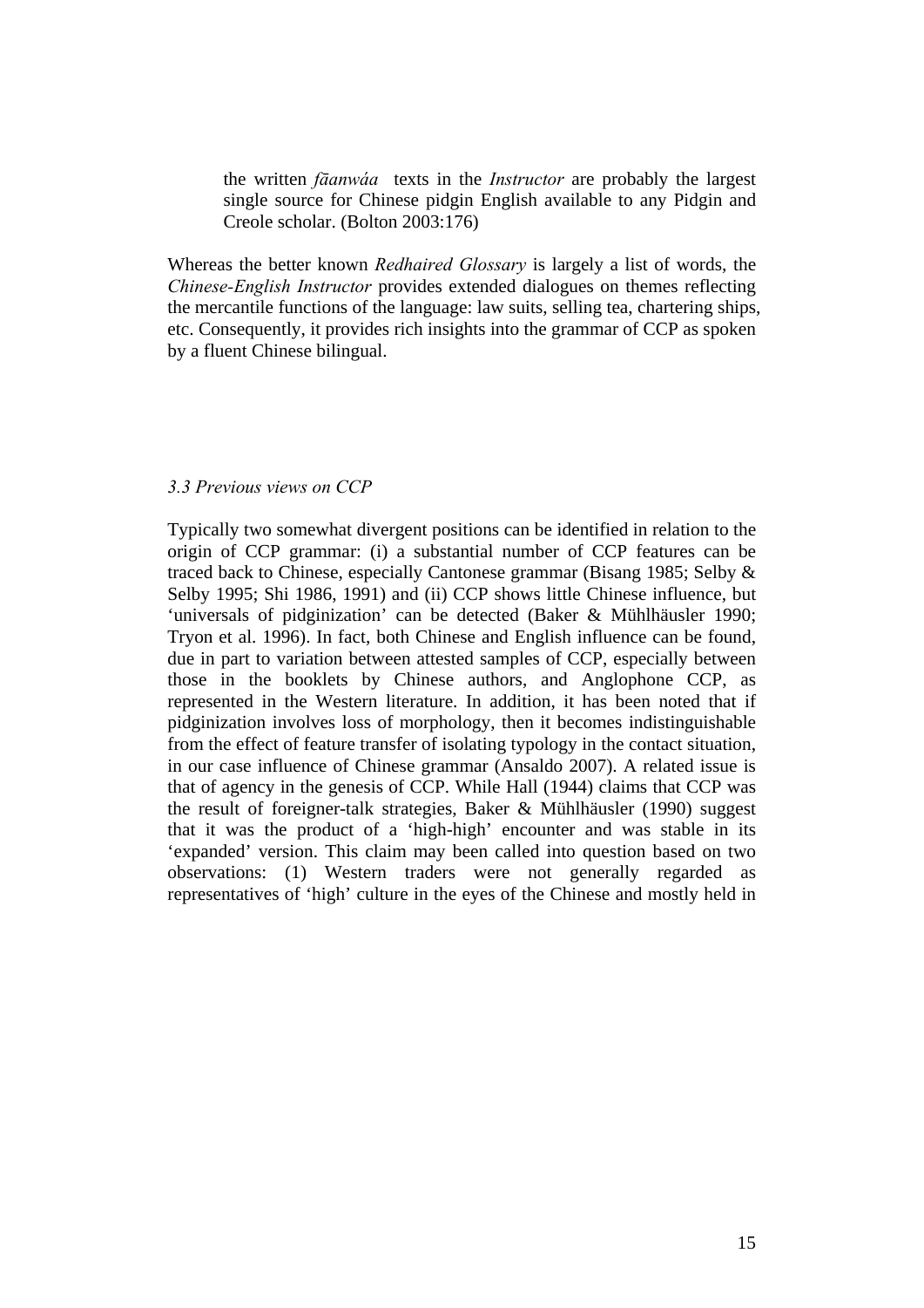> the written *fāanwáa* texts in the *Instructor* are probably the largest single source for Chinese pidgin English available to any Pidgin and Creole scholar. (Bolton 2003:176)

Whereas the better known *Redhaired Glossary* is largely a list of words, the *Chinese-English Instructor* provides extended dialogues on themes reflecting the mercantile functions of the language: law suits, selling tea, chartering ships, etc. Consequently, it provides rich insights into the grammar of CCP as spoken by a fluent Chinese bilingual.

### *3.3 Previous views on CCP*

Typically two somewhat divergent positions can be identified in relation to the origin of CCP grammar: (i) a substantial number of CCP features can be traced back to Chinese, especially Cantonese grammar (Bisang 1985; Selby & Selby 1995; Shi 1986, 1991) and (ii) CCP shows little Chinese influence, but 'universals of pidginization' can be detected (Baker & Mühlhäusler 1990; Tryon et al. 1996). In fact, both Chinese and English influence can be found, due in part to variation between attested samples of CCP, especially between those in the booklets by Chinese authors, and Anglophone CCP, as represented in the Western literature. In addition, it has been noted that if pidginization involves loss of morphology, then it becomes indistinguishable from the effect of feature transfer of isolating typology in the contact situation, in our case influence of Chinese grammar (Ansaldo 2007). A related issue is that of agency in the genesis of CCP. While Hall (1944) claims that CCP was the result of foreigner-talk strategies, Baker & Mühlhäusler (1990) suggest that it was the product of a 'high-high' encounter and was stable in its 'expanded' version. This claim may been called into question based on two observations: (1) Western traders were not generally regarded as representatives of 'high' culture in the eyes of the Chinese and mostly held in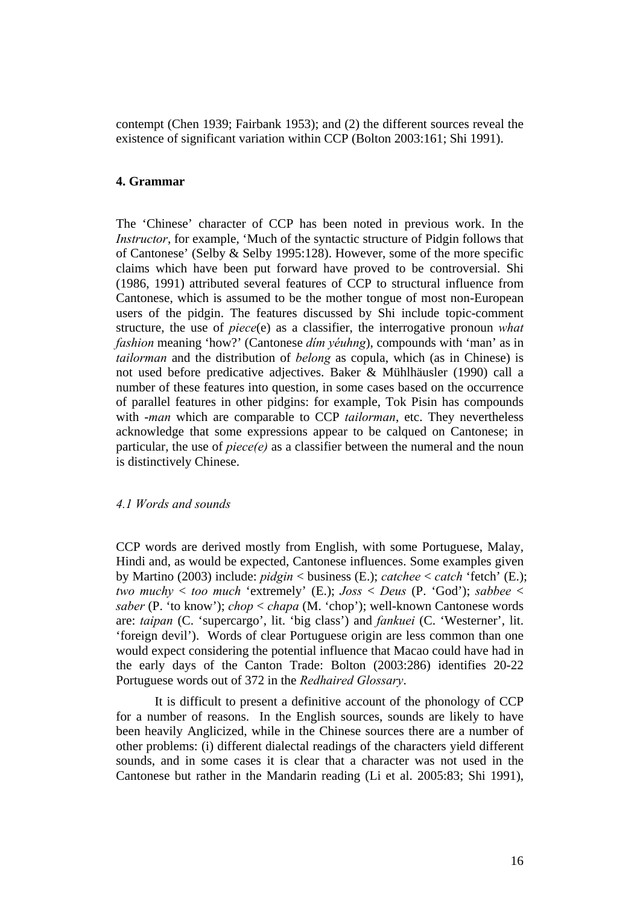contempt (Chen 1939; Fairbank 1953); and (2) the different sources reveal the existence of significant variation within CCP (Bolton 2003:161; Shi 1991).

## 4. Grammar

The 'Chinese' character of CCP has been noted in previous work. In the *Instructor*, for example, 'Much of the syntactic structure of Pidgin follows that of Cantonese' (Selby & Selby 1995:128). However, some of the more specific claims which have been put forward have proved to be controversial. Shi (1986, 1991) attributed several features of CCP to structural influence from Cantonese, which is assumed to be the mother tongue of most non-European users of the pidgin. The features discussed by Shi include topic-comment structure, the use of *piece*(e) as a classifier, the interrogative pronoun *what fashion* meaning 'how?' (Cantonese *dím yéuhng*), compounds with 'man' as in *tailorman* and the distribution of *belong* as copula, which (as in Chinese) is not used before predicative adjectives. Baker & Mühlhäusler (1990) call a number of these features into question, in some cases based on the occurrence of parallel features in other pidgins: for example, Tok Pisin has compounds with *-man* which are comparable to CCP *tailorman*, etc. They nevertheless acknowledge that some expressions appear to be calqued on Cantonese; in particular, the use of *piece(e)* as a classifier between the numeral and the noun is distinctively Chinese.

### *4.1 Words and sounds*

CCP words are derived mostly from English, with some Portuguese, Malay, Hindi and, as would be expected, Cantonese influences. Some examples given by Martino (2003) include: *pidgin* < business (E.); *catchee* < *catch* 'fetch' (E.); *two muchy* < *too much* 'extremely' (E.); *Joss* < *Deus* (P. 'God'); *sabbee* < *saber* (P. 'to know'); *chop* < *chapa* (M. 'chop'); well-known Cantonese words are: *taipan* (C. 'supercargo', lit. 'big class') and *fankuei* (C. 'Westerner', lit. 'foreign devil'). Words of clear Portuguese origin are less common than one would expect considering the potential influence that Macao could have had in the early days of the Canton Trade: Bolton (2003:286) identifies 20-22 Portuguese words out of 372 in the *Redhaired Glossary*.

It is difficult to present a definitive account of the phonology of CCP for a number of reasons. In the English sources, sounds are likely to have been heavily Anglicized, while in the Chinese sources there are a number of other problems: (i) different dialectal readings of the characters yield different sounds, and in some cases it is clear that a character was not used in the Cantonese but rather in the Mandarin reading (Li et al. 2005:83; Shi 1991),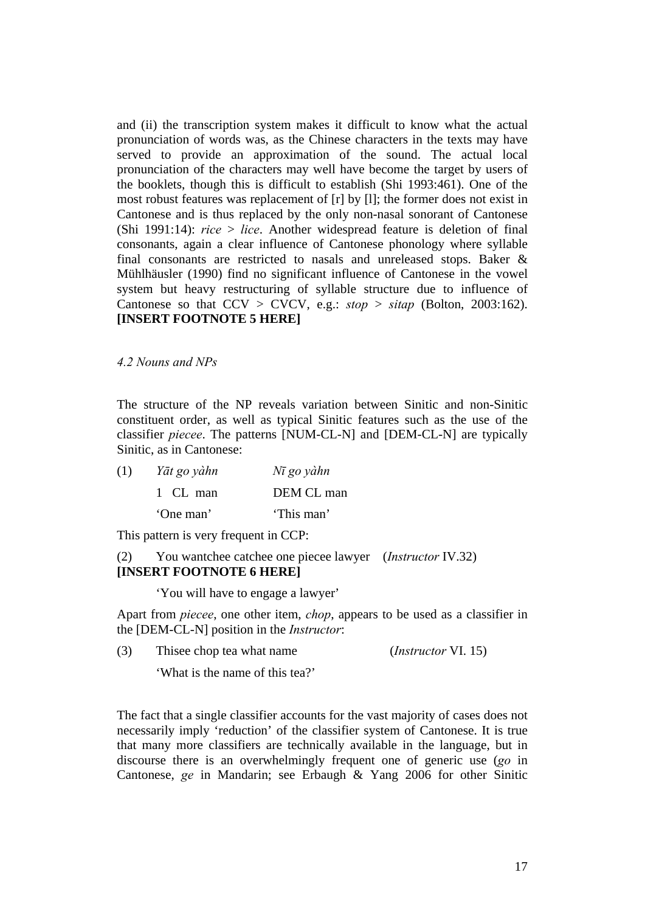and (ii) the transcription system makes it difficult to know what the actual pronunciation of words was, as the Chinese characters in the texts may have served to provide an approximation of the sound. The actual local pronunciation of the characters may well have become the target by users of the booklets, though this is difficult to establish (Shi 1993:461). One of the most robust features was replacement of [r] by [l]; the former does not exist in Cantonese and is thus replaced by the only non-nasal sonorant of Cantonese (Shi 1991:14): *rice* > *lice*. Another widespread feature is deletion of final consonants, again a clear influence of Cantonese phonology where syllable final consonants are restricted to nasals and unreleased stops. Baker & Mühlhäusler (1990) find no significant influence of Cantonese in the vowel system but heavy restructuring of syllable structure due to influence of Cantonese so that CCV > CVCV, e.g.: *stop* > *sitap* (Bolton, 2003:162). **[INSERT FOOTNOTE 5 HERE]**

*4.2 Nouns and NPs*

The structure of the NP reveals variation between Sinitic and non-Sinitic constituent order, as well as typical Sinitic features such as the use of the classifier *piecee*. The patterns [NUM-CL-N] and [DEM-CL-N] are typically Sinitic, as in Cantonese:

(1) *Yāt go yàhn* — *Nī go yàhn*
1 CL man — DEM CL man
'One man' — 'This man'

This pattern is very frequent in CCP:

(2) You wantchee catchee one piecee lawyer (*Instructor* IV.32) **[INSERT FOOTNOTE 6 HERE]**
'You will have to engage a lawyer'

Apart from *piecee*, one other item, *chop*, appears to be used as a classifier in the [DEM-CL-N] position in the *Instructor*:

(3) Thisee chop tea what name (*Instructor* VI. 15)
'What is the name of this tea?'

The fact that a single classifier accounts for the vast majority of cases does not necessarily imply 'reduction' of the classifier system of Cantonese. It is true that many more classifiers are technically available in the language, but in discourse there is an overwhelmingly frequent one of generic use (*go* in Cantonese, *ge* in Mandarin; see Erbaugh & Yang 2006 for other Sinitic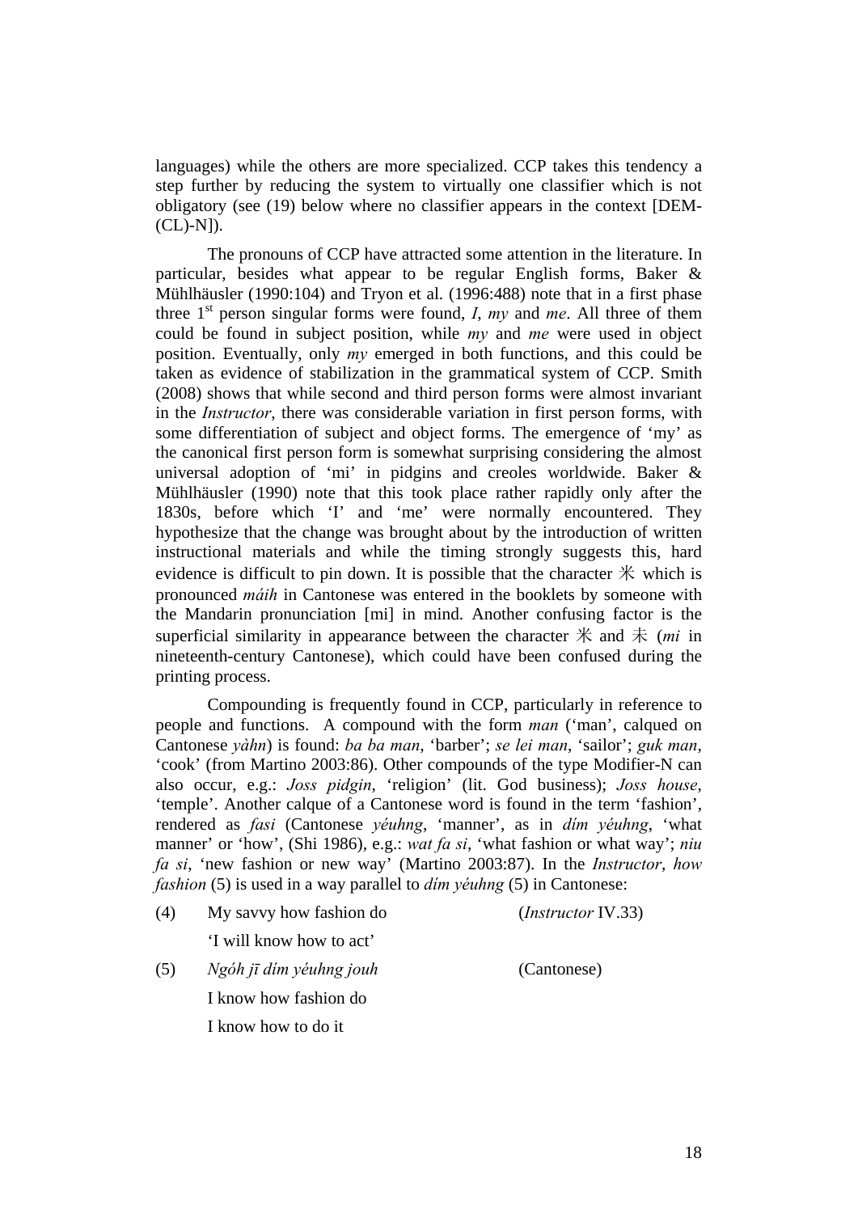languages) while the others are more specialized. CCP takes this tendency a step further by reducing the system to virtually one classifier which is not obligatory (see (19) below where no classifier appears in the context [DEM-(CL)-N]).

The pronouns of CCP have attracted some attention in the literature. In particular, besides what appear to be regular English forms, Baker & Mühlhäusler (1990:104) and Tryon et al. (1996:488) note that in a first phase three 1st person singular forms were found, *I*, *my* and *me*. All three of them could be found in subject position, while *my* and *me* were used in object position. Eventually, only *my* emerged in both functions, and this could be taken as evidence of stabilization in the grammatical system of CCP. Smith (2008) shows that while second and third person forms were almost invariant in the *Instructor*, there was considerable variation in first person forms, with some differentiation of subject and object forms. The emergence of 'my' as the canonical first person form is somewhat surprising considering the almost universal adoption of 'mi' in pidgins and creoles worldwide. Baker & Mühlhäusler (1990) note that this took place rather rapidly only after the 1830s, before which 'I' and 'me' were normally encountered. They hypothesize that the change was brought about by the introduction of written instructional materials and while the timing strongly suggests this, hard evidence is difficult to pin down. It is possible that the character 米 which is pronounced *máih* in Cantonese was entered in the booklets by someone with the Mandarin pronunciation [mi] in mind. Another confusing factor is the superficial similarity in appearance between the character 米 and 未 (*mi* in nineteenth-century Cantonese), which could have been confused during the printing process.

Compounding is frequently found in CCP, particularly in reference to people and functions. A compound with the form *man* ('man', calqued on Cantonese *yàhn*) is found: *ba ba man*, 'barber'; *se lei man*, 'sailor'; *guk man*, 'cook' (from Martino 2003:86). Other compounds of the type Modifier-N can also occur, e.g.: *Joss pidgin*, 'religion' (lit. God business); *Joss house*, 'temple'. Another calque of a Cantonese word is found in the term 'fashion', rendered as *fasi* (Cantonese *yéuhng*, 'manner', as in *dím yéuhng*, 'what manner' or 'how', (Shi 1986), e.g.: *wat fa si*, 'what fashion or what way'; *niu fa si*, 'new fashion or new way' (Martino 2003:87). In the *Instructor*, *how fashion* (5) is used in a way parallel to *dím yéuhng* (5) in Cantonese:

(4) My savvy how fashion do (*Instructor* IV.33)
'I will know how to act'

(5) *Ngóh jī dím yéuhng jouh* (Cantonese)
I know how fashion do
I know how to do it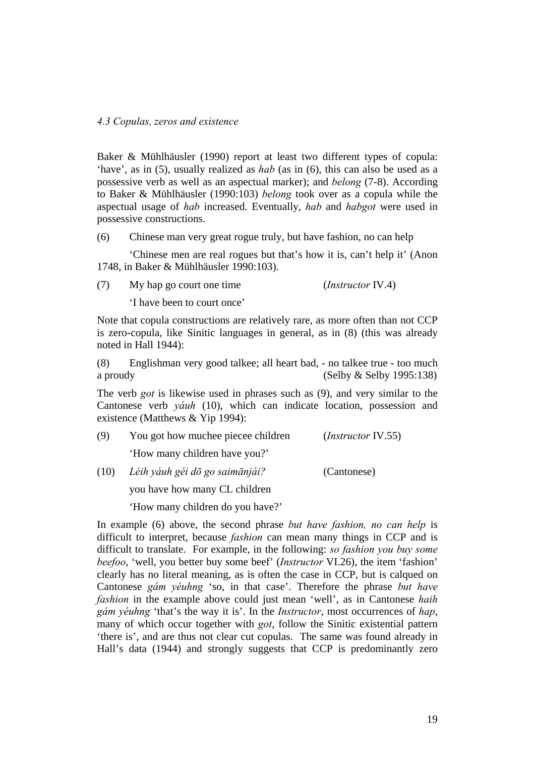*4.3 Copulas, zeros and existence*

Baker & Mühlhäusler (1990) report at least two different types of copula: 'have', as in (5), usually realized as *hab* (as in (6), this can also be used as a possessive verb as well as an aspectual marker); and *belong* (7-8). According to Baker & Mühlhäusler (1990:103) *belong* took over as a copula while the aspectual usage of *hab* increased. Eventually, *hab* and *habgot* were used in possessive constructions.

(6) Chinese man very great rogue truly, but have fashion, no can help

'Chinese men are real rogues but that's how it is, can't help it' (Anon 1748, in Baker & Mühlhäusler 1990:103).

(7) My hap go court one time (*Instructor* IV.4)

'I have been to court once'

Note that copula constructions are relatively rare, as more often than not CCP is zero-copula, like Sinitic languages in general, as in (8) (this was already noted in Hall 1944):

(8) Englishman very good talkee; all heart bad, - no talkee true - too much a proudy (Selby & Selby 1995:138)

The verb *got* is likewise used in phrases such as (9), and very similar to the Cantonese verb *yáuh* (10), which can indicate location, possession and existence (Matthews & Yip 1994):

(9) You got how muchee piecee children (*Instructor* IV.55)

'How many children have you?'

(10) *Léih yáuh géi dō go saimānjái?* (Cantonese)

you have how many CL children

'How many children do you have?'

In example (6) above, the second phrase *but have fashion, no can help* is difficult to interpret, because *fashion* can mean many things in CCP and is difficult to translate. For example, in the following: *so fashion you buy some beefoo*, 'well, you better buy some beef' (*Instructor* VI.26), the item 'fashion' clearly has no literal meaning, as is often the case in CCP, but is calqued on Cantonese *gám yéuhng* 'so, in that case'. Therefore the phrase *but have fashion* in the example above could just mean 'well', as in Cantonese *haih gám yéuhng* 'that's the way it is'. In the *Instructor*, most occurrences of *hap*, many of which occur together with *got*, follow the Sinitic existential pattern 'there is', and are thus not clear cut copulas. The same was found already in Hall's data (1944) and strongly suggests that CCP is predominantly zero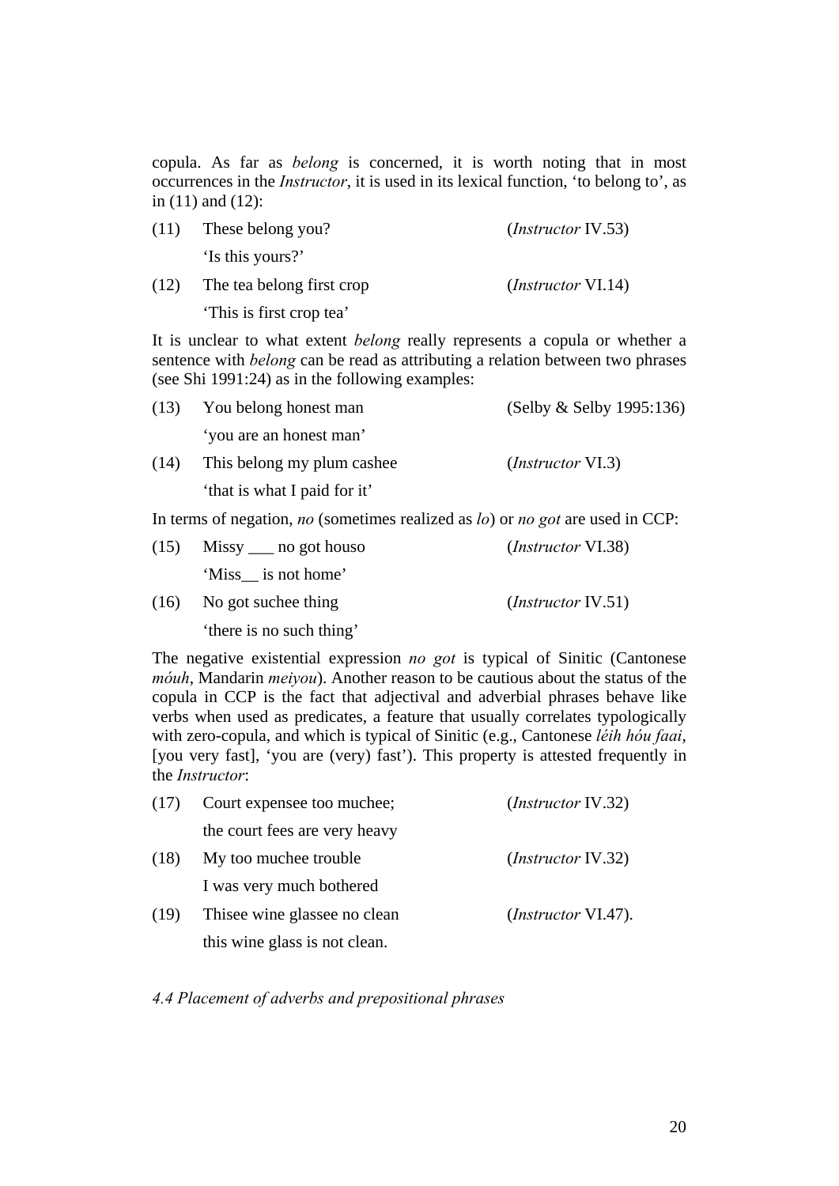copula. As far as *belong* is concerned, it is worth noting that in most occurrences in the *Instructor*, it is used in its lexical function, 'to belong to', as in (11) and (12):

(11) These belong you? (*Instructor* IV.53)
'Is this yours?'

(12) The tea belong first crop (*Instructor* VI.14)
'This is first crop tea'

It is unclear to what extent *belong* really represents a copula or whether a sentence with *belong* can be read as attributing a relation between two phrases (see Shi 1991:24) as in the following examples:

(13) You belong honest man (Selby & Selby 1995:136)
'you are an honest man'

(14) This belong my plum cashee (*Instructor* VI.3)
'that is what I paid for it'

In terms of negation, *no* (sometimes realized as *lo*) or *no got* are used in CCP:

(15) Missy ___ no got houso (*Instructor* VI.38)
'Miss__ is not home'

(16) No got suchee thing (*Instructor* IV.51)
'there is no such thing'

The negative existential expression *no got* is typical of Sinitic (Cantonese *móuh*, Mandarin *meiyou*). Another reason to be cautious about the status of the copula in CCP is the fact that adjectival and adverbial phrases behave like verbs when used as predicates, a feature that usually correlates typologically with zero-copula, and which is typical of Sinitic (e.g., Cantonese *léih hóu faai*, [you very fast], 'you are (very) fast'). This property is attested frequently in the *Instructor*:

(17) Court expensee too muchee; (*Instructor* IV.32)
the court fees are very heavy

(18) My too muchee trouble (*Instructor* IV.32)
I was very much bothered

(19) Thisee wine glassee no clean (*Instructor* VI.47).
this wine glass is not clean.

### *4.4 Placement of adverbs and prepositional phrases*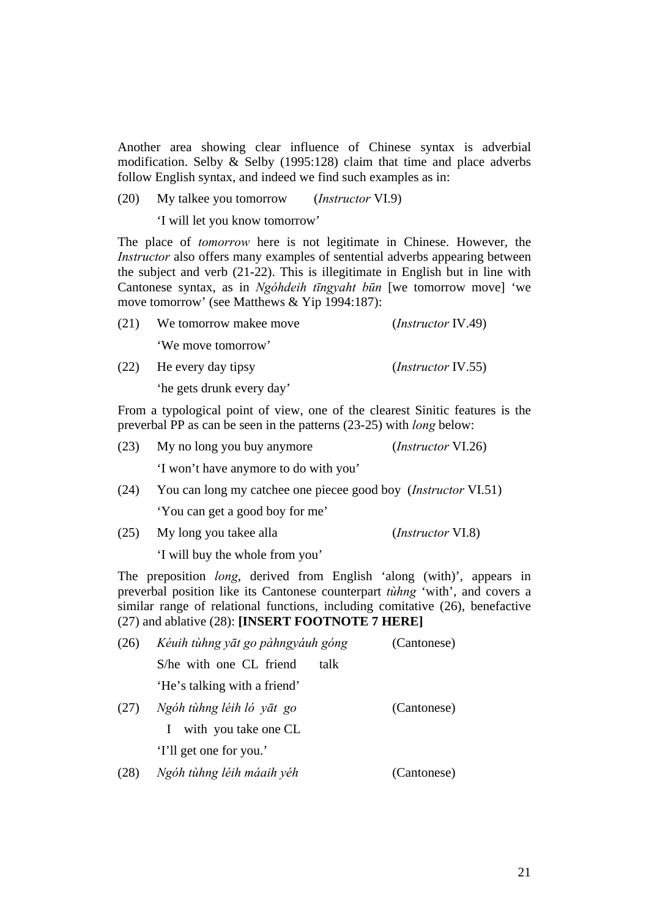Another area showing clear influence of Chinese syntax is adverbial modification. Selby & Selby (1995:128) claim that time and place adverbs follow English syntax, and indeed we find such examples as in:

(20) My talkee you tomorrow (*Instructor* VI.9)

'I will let you know tomorrow'

The place of *tomorrow* here is not legitimate in Chinese. However, the *Instructor* also offers many examples of sentential adverbs appearing between the subject and verb (21-22). This is illegitimate in English but in line with Cantonese syntax, as in *Ngóhdeih tīngyaht būn* [we tomorrow move] 'we move tomorrow' (see Matthews & Yip 1994:187):

(21) We tomorrow makee move (*Instructor* IV.49)

'We move tomorrow'

(22) He every day tipsy (*Instructor* IV.55)

'he gets drunk every day'

From a typological point of view, one of the clearest Sinitic features is the preverbal PP as can be seen in the patterns (23-25) with *long* below:

(23) My no long you buy anymore (*Instructor* VI.26)

'I won't have anymore to do with you'

(24) You can long my catchee one piecee good boy (*Instructor* VI.51)

'You can get a good boy for me'

(25) My long you takee alla (*Instructor* VI.8)

'I will buy the whole from you'

The preposition *long*, derived from English 'along (with)', appears in preverbal position like its Cantonese counterpart *tùhng* 'with', and covers a similar range of relational functions, including comitative (26), benefactive (27) and ablative (28): **[INSERT FOOTNOTE 7 HERE]**

(26) *Kéuih tùhng yāt go pàhngyáuh góng* (Cantonese)

S/he with one CL friend talk

'He's talking with a friend'

(27) *Ngóh tùhng léih ló yāt go* (Cantonese)

I with you take one CL

'I'll get one for you.'

(28) *Ngóh tùhng léih máaih yéh* (Cantonese)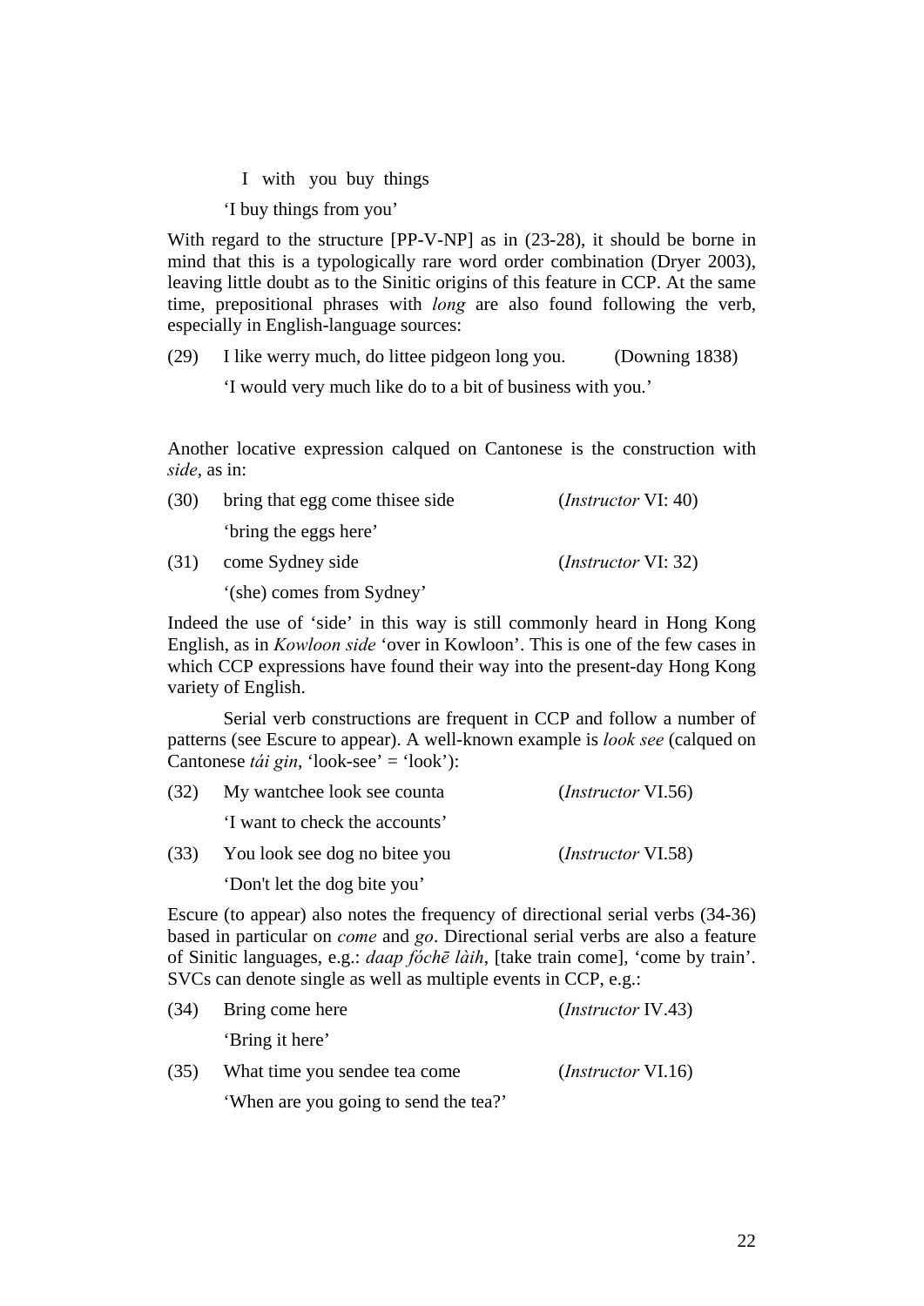I  with  you  buy  things

'I buy things from you'

With regard to the structure [PP-V-NP] as in (23-28), it should be borne in mind that this is a typologically rare word order combination (Dryer 2003), leaving little doubt as to the Sinitic origins of this feature in CCP. At the same time, prepositional phrases with *long* are also found following the verb, especially in English-language sources:

(29) I like werry much, do littee pidgeon long you. (Downing 1838)

'I would very much like do to a bit of business with you.'

Another locative expression calqued on Cantonese is the construction with *side*, as in:

(30) bring that egg come thisee side (*Instructor* VI: 40)

'bring the eggs here'

(31) come Sydney side (*Instructor* VI: 32)

'(she) comes from Sydney'

Indeed the use of 'side' in this way is still commonly heard in Hong Kong English, as in *Kowloon side* 'over in Kowloon'. This is one of the few cases in which CCP expressions have found their way into the present-day Hong Kong variety of English.

Serial verb constructions are frequent in CCP and follow a number of patterns (see Escure to appear). A well-known example is *look see* (calqued on Cantonese *tái gin*, 'look-see' = 'look'):

(32) My wantchee look see counta (*Instructor* VI.56)

'I want to check the accounts'

(33) You look see dog no bitee you (*Instructor* VI.58)

'Don't let the dog bite you'

Escure (to appear) also notes the frequency of directional serial verbs (34-36) based in particular on *come* and *go*. Directional serial verbs are also a feature of Sinitic languages, e.g.: *daap főchē làih*, [take train come], 'come by train'. SVCs can denote single as well as multiple events in CCP, e.g.:

(34) Bring come here (*Instructor* IV.43)

'Bring it here'

(35) What time you sendee tea come (*Instructor* VI.16)

'When are you going to send the tea?'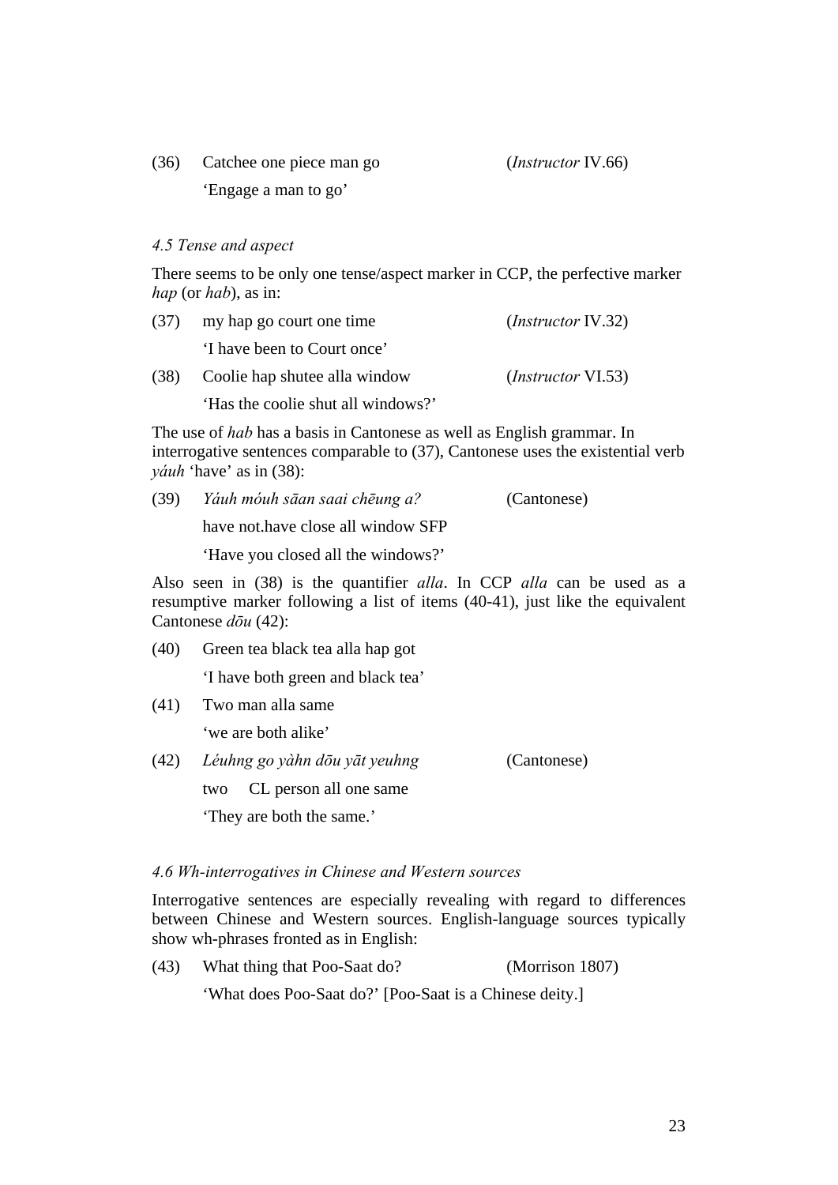(36) Catchee one piece man go (*Instructor* IV.66)

'Engage a man to go'

*4.5 Tense and aspect*

There seems to be only one tense/aspect marker in CCP, the perfective marker *hap* (or *hab*), as in:

(37) my hap go court one time (*Instructor* IV.32)

'I have been to Court once'

(38) Coolie hap shutee alla window (*Instructor* VI.53)

'Has the coolie shut all windows?'

The use of *hab* has a basis in Cantonese as well as English grammar. In interrogative sentences comparable to (37), Cantonese uses the existential verb *yáuh* 'have' as in (38):

(39) *Yáuh móuh sāan saai chēung a?* (Cantonese)

have not.have close all window SFP

'Have you closed all the windows?'

Also seen in (38) is the quantifier *alla*. In CCP *alla* can be used as a resumptive marker following a list of items (40-41), just like the equivalent Cantonese *dōu* (42):

(40) Green tea black tea alla hap got

'I have both green and black tea'

(41) Two man alla same

'we are both alike'

(42) *Léuhng go yàhn dōu yāt yeuhng* (Cantonese)

two CL person all one same

'They are both the same.'

*4.6 Wh-interrogatives in Chinese and Western sources*

Interrogative sentences are especially revealing with regard to differences between Chinese and Western sources. English-language sources typically show wh-phrases fronted as in English:

(43) What thing that Poo-Saat do? (Morrison 1807)

'What does Poo-Saat do?' [Poo-Saat is a Chinese deity.]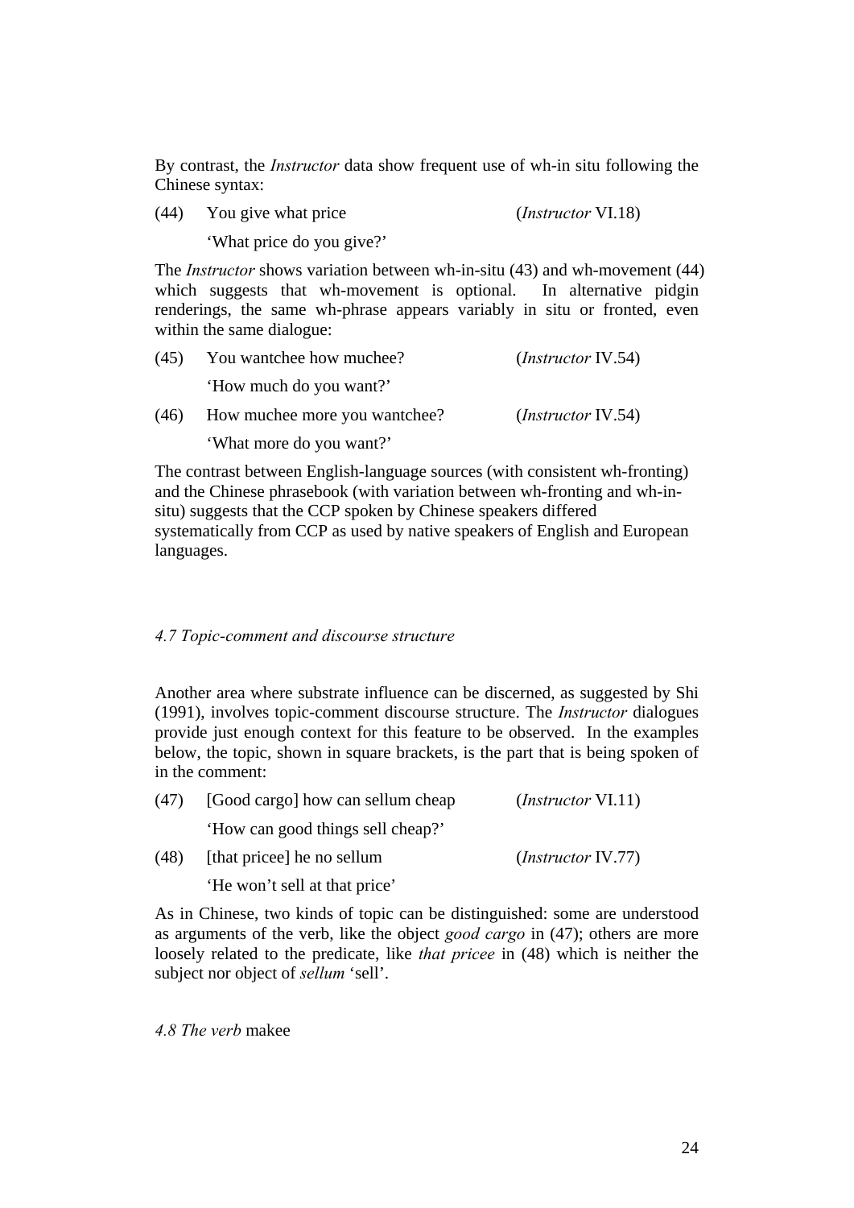By contrast, the *Instructor* data show frequent use of wh-in situ following the Chinese syntax:

(44) You give what price (*Instructor* VI.18)

'What price do you give?'

The *Instructor* shows variation between wh-in-situ (43) and wh-movement (44) which suggests that wh-movement is optional. In alternative pidgin renderings, the same wh-phrase appears variably in situ or fronted, even within the same dialogue:

(45) You wantchee how muchee? (*Instructor* IV.54)

'How much do you want?'

(46) How muchee more you wantchee? (*Instructor* IV.54)

'What more do you want?'

The contrast between English-language sources (with consistent wh-fronting) and the Chinese phrasebook (with variation between wh-fronting and wh-in-situ) suggests that the CCP spoken by Chinese speakers differed systematically from CCP as used by native speakers of English and European languages.

### *4.7 Topic-comment and discourse structure*

Another area where substrate influence can be discerned, as suggested by Shi (1991), involves topic-comment discourse structure. The *Instructor* dialogues provide just enough context for this feature to be observed. In the examples below, the topic, shown in square brackets, is the part that is being spoken of in the comment:

(47) [Good cargo] how can sellum cheap (*Instructor* VI.11)

'How can good things sell cheap?'

(48) [that pricee] he no sellum (*Instructor* IV.77)

'He won't sell at that price'

As in Chinese, two kinds of topic can be distinguished: some are understood as arguments of the verb, like the object *good cargo* in (47); others are more loosely related to the predicate, like *that pricee* in (48) which is neither the subject nor object of *sellum* 'sell'.

### *4.8 The verb* makee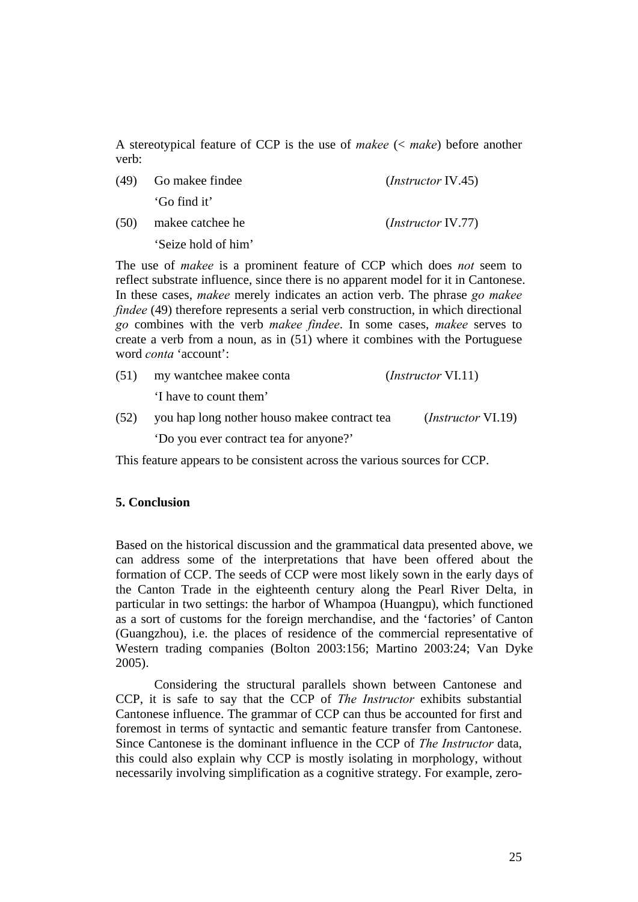A stereotypical feature of CCP is the use of *makee* (< *make*) before another verb:

(49) Go makee findee (*Instructor* IV.45)

'Go find it'

(50) makee catchee he (*Instructor* IV.77)

'Seize hold of him'

The use of *makee* is a prominent feature of CCP which does *not* seem to reflect substrate influence, since there is no apparent model for it in Cantonese. In these cases, *makee* merely indicates an action verb. The phrase *go makee findee* (49) therefore represents a serial verb construction, in which directional *go* combines with the verb *makee findee*. In some cases, *makee* serves to create a verb from a noun, as in (51) where it combines with the Portuguese word *conta* 'account':

(51) my wantchee makee conta (*Instructor* VI.11)

'I have to count them'

(52) you hap long nother houso makee contract tea (*Instructor* VI.19)

'Do you ever contract tea for anyone?'

This feature appears to be consistent across the various sources for CCP.

**5. Conclusion**

Based on the historical discussion and the grammatical data presented above, we can address some of the interpretations that have been offered about the formation of CCP. The seeds of CCP were most likely sown in the early days of the Canton Trade in the eighteenth century along the Pearl River Delta, in particular in two settings: the harbor of Whampoa (Huangpu), which functioned as a sort of customs for the foreign merchandise, and the 'factories' of Canton (Guangzhou), i.e. the places of residence of the commercial representative of Western trading companies (Bolton 2003:156; Martino 2003:24; Van Dyke 2005).

Considering the structural parallels shown between Cantonese and CCP, it is safe to say that the CCP of *The Instructor* exhibits substantial Cantonese influence. The grammar of CCP can thus be accounted for first and foremost in terms of syntactic and semantic feature transfer from Cantonese. Since Cantonese is the dominant influence in the CCP of *The Instructor* data, this could also explain why CCP is mostly isolating in morphology, without necessarily involving simplification as a cognitive strategy. For example, zero-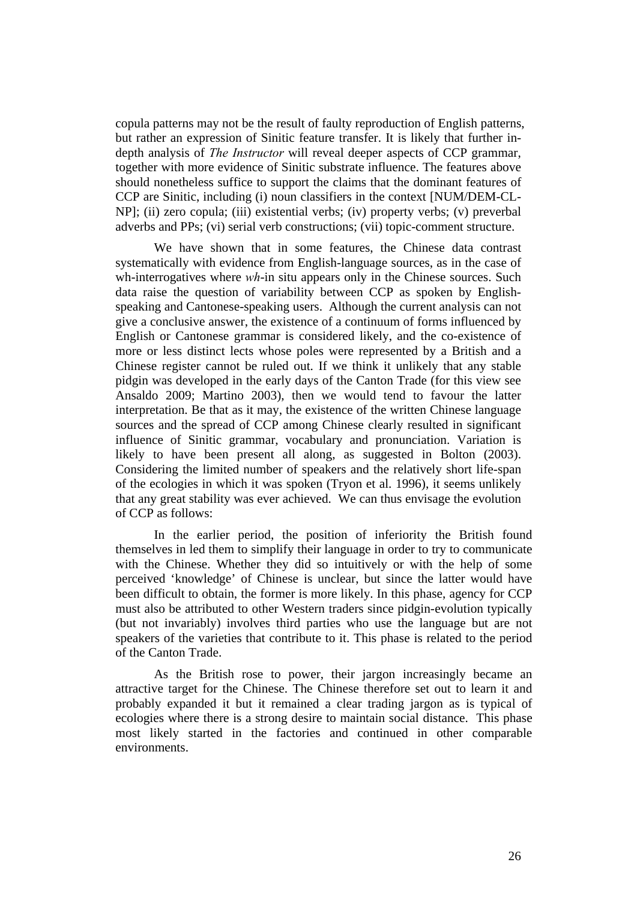copula patterns may not be the result of faulty reproduction of English patterns, but rather an expression of Sinitic feature transfer. It is likely that further in-depth analysis of *The Instructor* will reveal deeper aspects of CCP grammar, together with more evidence of Sinitic substrate influence. The features above should nonetheless suffice to support the claims that the dominant features of CCP are Sinitic, including (i) noun classifiers in the context [NUM/DEM-CL-NP]; (ii) zero copula; (iii) existential verbs; (iv) property verbs; (v) preverbal adverbs and PPs; (vi) serial verb constructions; (vii) topic-comment structure.

We have shown that in some features, the Chinese data contrast systematically with evidence from English-language sources, as in the case of wh-interrogatives where *wh*-in situ appears only in the Chinese sources. Such data raise the question of variability between CCP as spoken by English-speaking and Cantonese-speaking users. Although the current analysis can not give a conclusive answer, the existence of a continuum of forms influenced by English or Cantonese grammar is considered likely, and the co-existence of more or less distinct lects whose poles were represented by a British and a Chinese register cannot be ruled out. If we think it unlikely that any stable pidgin was developed in the early days of the Canton Trade (for this view see Ansaldo 2009; Martino 2003), then we would tend to favour the latter interpretation. Be that as it may, the existence of the written Chinese language sources and the spread of CCP among Chinese clearly resulted in significant influence of Sinitic grammar, vocabulary and pronunciation. Variation is likely to have been present all along, as suggested in Bolton (2003). Considering the limited number of speakers and the relatively short life-span of the ecologies in which it was spoken (Tryon et al. 1996), it seems unlikely that any great stability was ever achieved. We can thus envisage the evolution of CCP as follows:

In the earlier period, the position of inferiority the British found themselves in led them to simplify their language in order to try to communicate with the Chinese. Whether they did so intuitively or with the help of some perceived 'knowledge' of Chinese is unclear, but since the latter would have been difficult to obtain, the former is more likely. In this phase, agency for CCP must also be attributed to other Western traders since pidgin-evolution typically (but not invariably) involves third parties who use the language but are not speakers of the varieties that contribute to it. This phase is related to the period of the Canton Trade.

As the British rose to power, their jargon increasingly became an attractive target for the Chinese. The Chinese therefore set out to learn it and probably expanded it but it remained a clear trading jargon as is typical of ecologies where there is a strong desire to maintain social distance. This phase most likely started in the factories and continued in other comparable environments.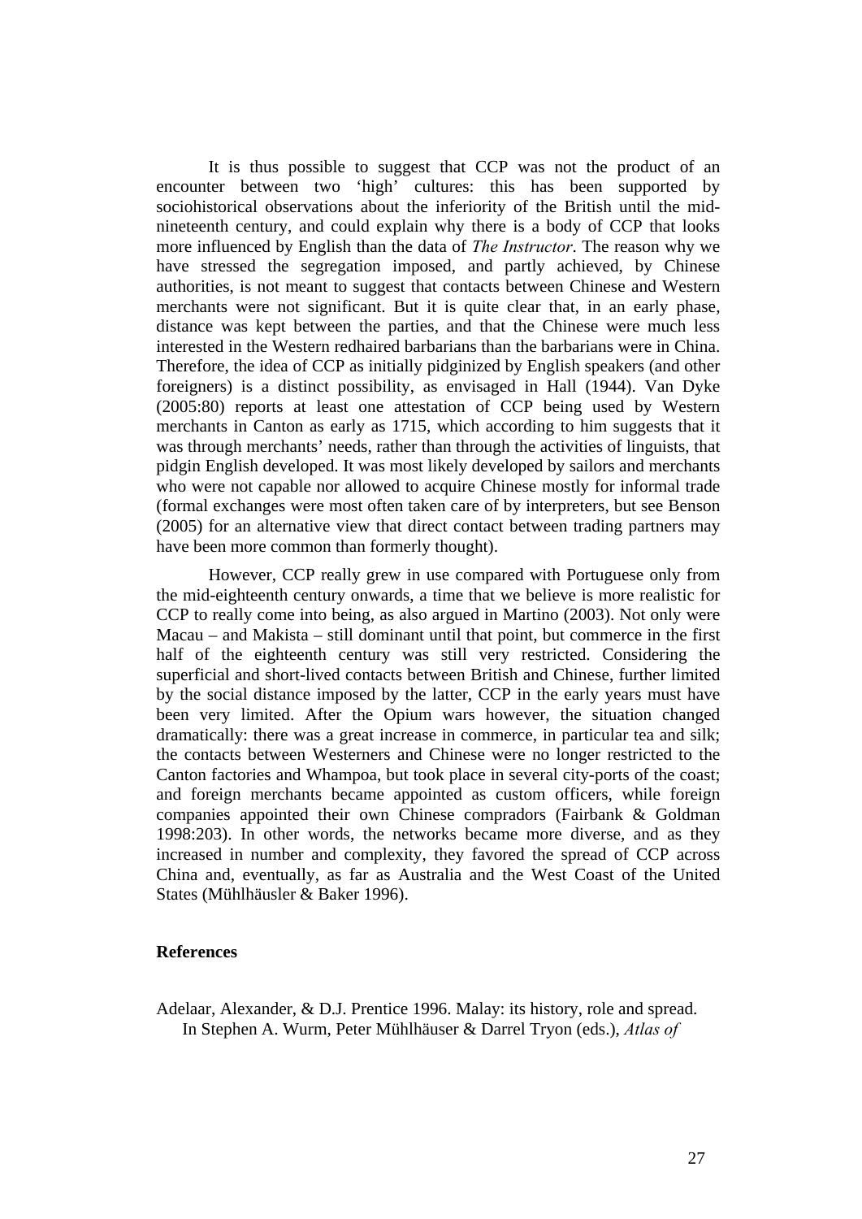It is thus possible to suggest that CCP was not the product of an encounter between two 'high' cultures: this has been supported by sociohistorical observations about the inferiority of the British until the mid-nineteenth century, and could explain why there is a body of CCP that looks more influenced by English than the data of *The Instructor*. The reason why we have stressed the segregation imposed, and partly achieved, by Chinese authorities, is not meant to suggest that contacts between Chinese and Western merchants were not significant. But it is quite clear that, in an early phase, distance was kept between the parties, and that the Chinese were much less interested in the Western redhaired barbarians than the barbarians were in China. Therefore, the idea of CCP as initially pidginized by English speakers (and other foreigners) is a distinct possibility, as envisaged in Hall (1944). Van Dyke (2005:80) reports at least one attestation of CCP being used by Western merchants in Canton as early as 1715, which according to him suggests that it was through merchants' needs, rather than through the activities of linguists, that pidgin English developed. It was most likely developed by sailors and merchants who were not capable nor allowed to acquire Chinese mostly for informal trade (formal exchanges were most often taken care of by interpreters, but see Benson (2005) for an alternative view that direct contact between trading partners may have been more common than formerly thought).

However, CCP really grew in use compared with Portuguese only from the mid-eighteenth century onwards, a time that we believe is more realistic for CCP to really come into being, as also argued in Martino (2003). Not only were Macau – and Makista – still dominant until that point, but commerce in the first half of the eighteenth century was still very restricted. Considering the superficial and short-lived contacts between British and Chinese, further limited by the social distance imposed by the latter, CCP in the early years must have been very limited. After the Opium wars however, the situation changed dramatically: there was a great increase in commerce, in particular tea and silk; the contacts between Westerners and Chinese were no longer restricted to the Canton factories and Whampoa, but took place in several city-ports of the coast; and foreign merchants became appointed as custom officers, while foreign companies appointed their own Chinese compradors (Fairbank & Goldman 1998:203). In other words, the networks became more diverse, and as they increased in number and complexity, they favored the spread of CCP across China and, eventually, as far as Australia and the West Coast of the United States (Mühlhäusler & Baker 1996).

**References**

Adelaar, Alexander, & D.J. Prentice 1996. Malay: its history, role and spread. In Stephen A. Wurm, Peter Mühlhäuser & Darrel Tryon (eds.), *Atlas of*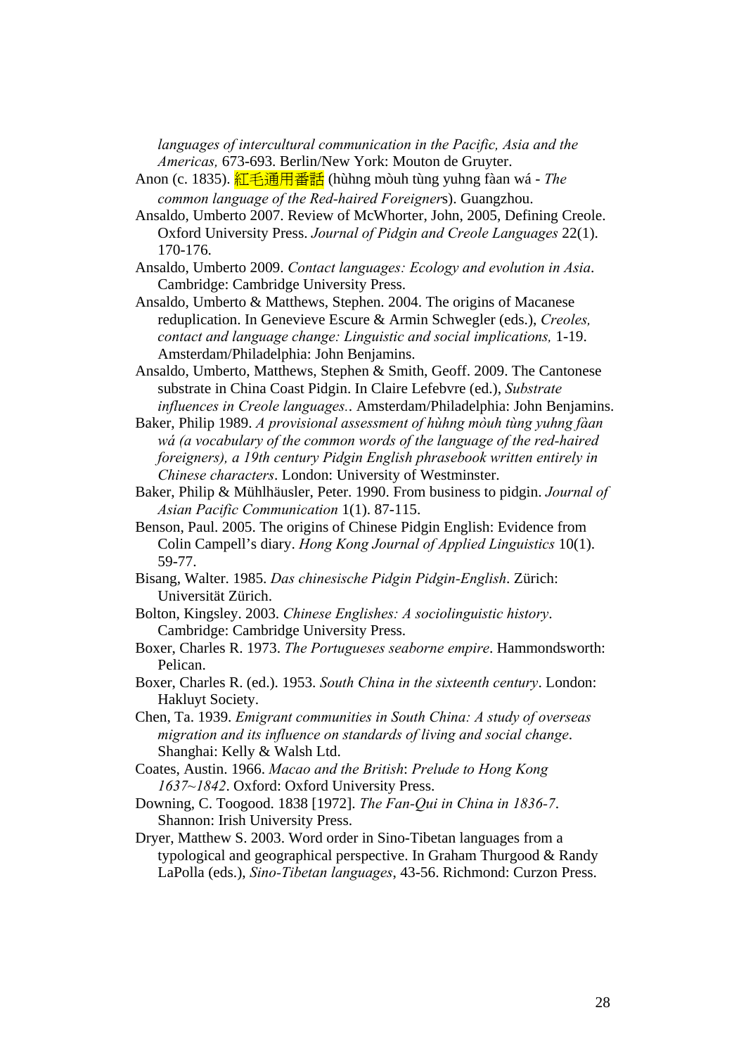*languages of intercultural communication in the Pacific, Asia and the Americas,* 673-693. Berlin/New York: Mouton de Gruyter.

Anon (c. 1835). 紅毛通用番話 (hùhng mòuh tùng yuhng fàan wá - *The common language of the Red-haired Foreigner*s). Guangzhou.

Ansaldo, Umberto 2007. Review of McWhorter, John, 2005, Defining Creole. Oxford University Press. *Journal of Pidgin and Creole Languages* 22(1). 170-176.

Ansaldo, Umberto 2009. *Contact languages: Ecology and evolution in Asia*. Cambridge: Cambridge University Press.

Ansaldo, Umberto & Matthews, Stephen. 2004. The origins of Macanese reduplication. In Genevieve Escure & Armin Schwegler (eds.), *Creoles, contact and language change: Linguistic and social implications,* 1-19. Amsterdam/Philadelphia: John Benjamins.

Ansaldo, Umberto, Matthews, Stephen & Smith, Geoff. 2009. The Cantonese substrate in China Coast Pidgin. In Claire Lefebvre (ed.), *Substrate influences in Creole languages.*. Amsterdam/Philadelphia: John Benjamins.

Baker, Philip 1989. *A provisional assessment of hùhng mòuh tùng yuhng fàan wá (a vocabulary of the common words of the language of the red-haired foreigners), a 19th century Pidgin English phrasebook written entirely in Chinese characters*. London: University of Westminster.

Baker, Philip & Mühlhäusler, Peter. 1990. From business to pidgin. *Journal of Asian Pacific Communication* 1(1). 87-115.

Benson, Paul. 2005. The origins of Chinese Pidgin English: Evidence from Colin Campell's diary. *Hong Kong Journal of Applied Linguistics* 10(1). 59-77.

Bisang, Walter. 1985. *Das chinesische Pidgin Pidgin-English*. Zürich: Universität Zürich.

Bolton, Kingsley. 2003. *Chinese Englishes: A sociolinguistic history*. Cambridge: Cambridge University Press.

Boxer, Charles R. 1973. *The Portugueses seaborne empire*. Hammondsworth: Pelican.

Boxer, Charles R. (ed.). 1953. *South China in the sixteenth century*. London: Hakluyt Society.

Chen, Ta. 1939. *Emigrant communities in South China: A study of overseas migration and its influence on standards of living and social change*. Shanghai: Kelly & Walsh Ltd.

Coates, Austin. 1966. *Macao and the British*: *Prelude to Hong Kong 1637~1842*. Oxford: Oxford University Press.

Downing, C. Toogood. 1838 [1972]. *The Fan-Qui in China in 1836-7*. Shannon: Irish University Press.

Dryer, Matthew S. 2003. Word order in Sino-Tibetan languages from a typological and geographical perspective. In Graham Thurgood & Randy LaPolla (eds.), *Sino-Tibetan languages*, 43-56. Richmond: Curzon Press.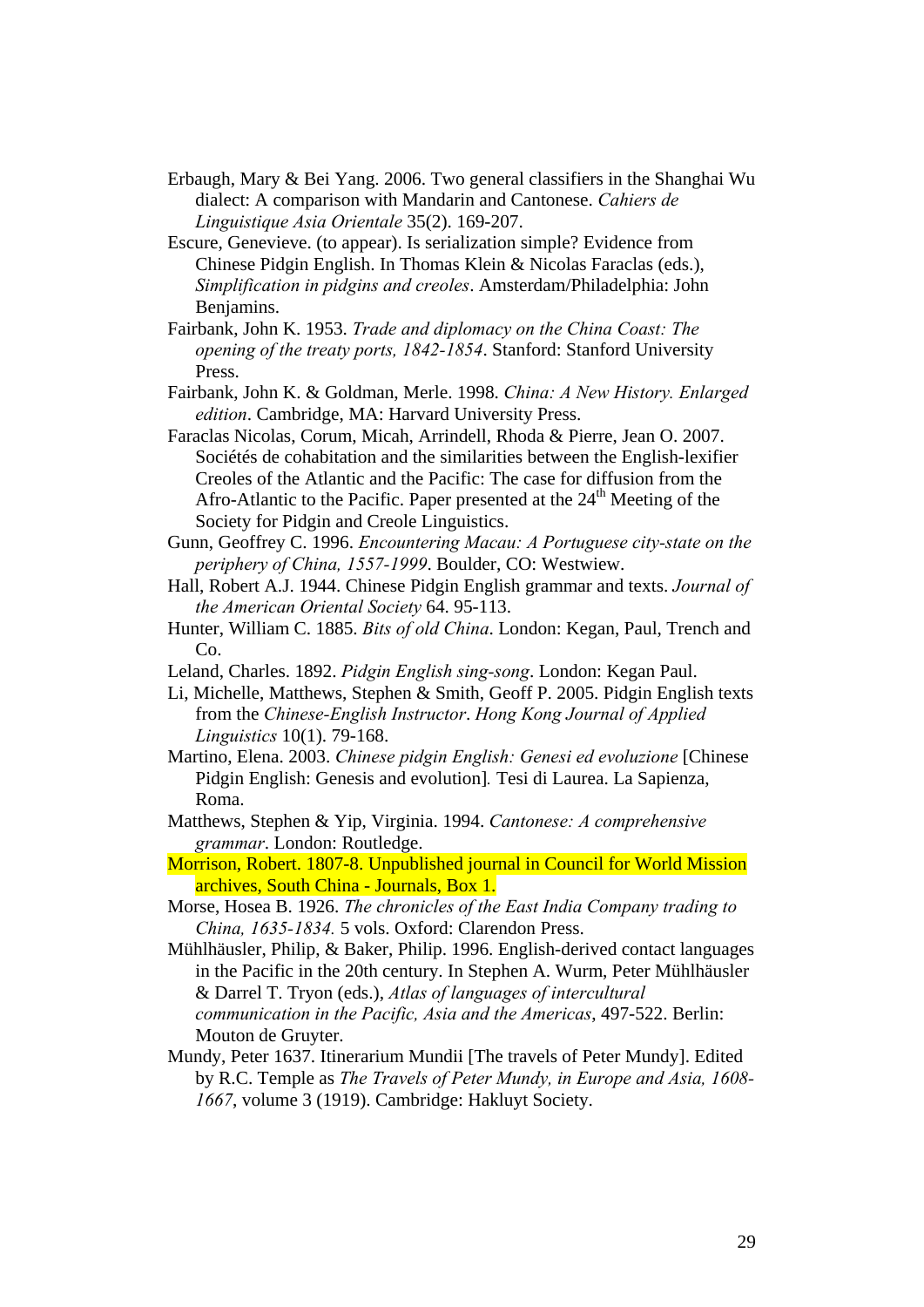Erbaugh, Mary & Bei Yang. 2006. Two general classifiers in the Shanghai Wu dialect: A comparison with Mandarin and Cantonese. *Cahiers de Linguistique Asia Orientale* 35(2). 169-207.

Escure, Genevieve. (to appear). Is serialization simple? Evidence from Chinese Pidgin English. In Thomas Klein & Nicolas Faraclas (eds.), *Simplification in pidgins and creoles*. Amsterdam/Philadelphia: John Benjamins.

Fairbank, John K. 1953. *Trade and diplomacy on the China Coast: The opening of the treaty ports, 1842-1854*. Stanford: Stanford University Press.

Fairbank, John K. & Goldman, Merle. 1998. *China: A New History. Enlarged edition*. Cambridge, MA: Harvard University Press.

Faraclas Nicolas, Corum, Micah, Arrindell, Rhoda & Pierre, Jean O. 2007. Sociétés de cohabitation and the similarities between the English-lexifier Creoles of the Atlantic and the Pacific: The case for diffusion from the Afro-Atlantic to the Pacific. Paper presented at the 24th Meeting of the Society for Pidgin and Creole Linguistics.

Gunn, Geoffrey C. 1996. *Encountering Macau: A Portuguese city-state on the periphery of China, 1557-1999*. Boulder, CO: Westwiew.

Hall, Robert A.J. 1944. Chinese Pidgin English grammar and texts. *Journal of the American Oriental Society* 64. 95-113.

Hunter, William C. 1885. *Bits of old China*. London: Kegan, Paul, Trench and Co.

Leland, Charles. 1892. *Pidgin English sing-song*. London: Kegan Paul.

Li, Michelle, Matthews, Stephen & Smith, Geoff P. 2005. Pidgin English texts from the *Chinese-English Instructor*. *Hong Kong Journal of Applied Linguistics* 10(1). 79-168.

Martino, Elena. 2003. *Chinese pidgin English: Genesi ed evoluzione* [Chinese Pidgin English: Genesis and evolution]. Tesi di Laurea. La Sapienza, Roma.

Matthews, Stephen & Yip, Virginia. 1994. *Cantonese: A comprehensive grammar*. London: Routledge.

Morrison, Robert. 1807-8. Unpublished journal in Council for World Mission archives, South China - Journals, Box 1.

Morse, Hosea B. 1926. *The chronicles of the East India Company trading to China, 1635-1834.* 5 vols. Oxford: Clarendon Press.

Mühlhäusler, Philip, & Baker, Philip. 1996. English-derived contact languages in the Pacific in the 20th century. In Stephen A. Wurm, Peter Mühlhäusler & Darrel T. Tryon (eds.), *Atlas of languages of intercultural communication in the Pacific, Asia and the Americas*, 497-522. Berlin: Mouton de Gruyter.

Mundy, Peter 1637. Itinerarium Mundii [The travels of Peter Mundy]. Edited by R.C. Temple as *The Travels of Peter Mundy, in Europe and Asia, 1608-1667*, volume 3 (1919). Cambridge: Hakluyt Society.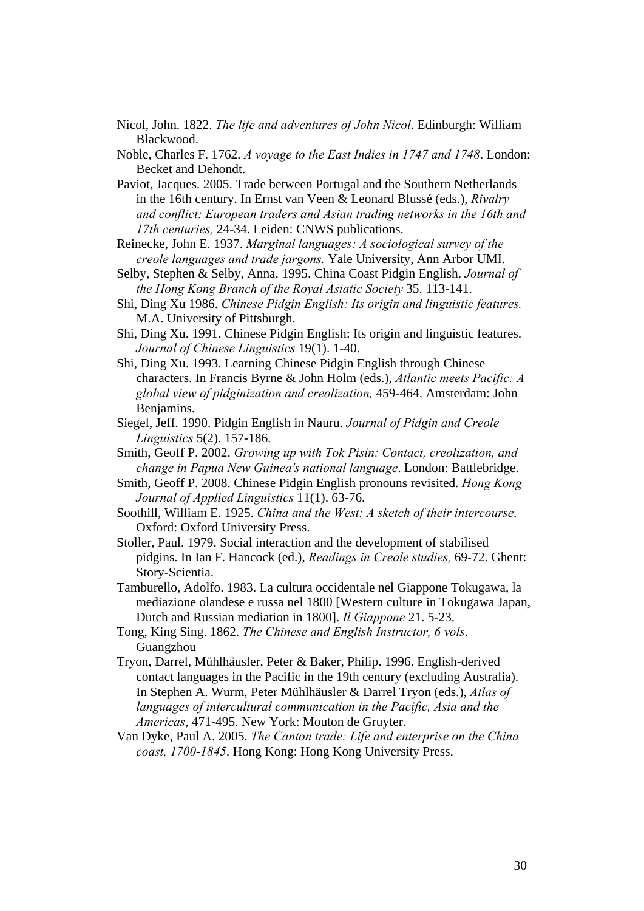Nicol, John. 1822. *The life and adventures of John Nicol*. Edinburgh: William Blackwood.

Noble, Charles F. 1762. *A voyage to the East Indies in 1747 and 1748*. London: Becket and Dehondt.

Paviot, Jacques. 2005. Trade between Portugal and the Southern Netherlands in the 16th century. In Ernst van Veen & Leonard Blussé (eds.), *Rivalry and conflict: European traders and Asian trading networks in the 16th and 17th centuries,* 24-34. Leiden: CNWS publications.

Reinecke, John E. 1937. *Marginal languages: A sociological survey of the creole languages and trade jargons.* Yale University, Ann Arbor UMI.

Selby, Stephen & Selby, Anna. 1995. China Coast Pidgin English. *Journal of the Hong Kong Branch of the Royal Asiatic Society* 35. 113-141.

Shi, Ding Xu 1986. *Chinese Pidgin English: Its origin and linguistic features.* M.A. University of Pittsburgh.

Shi, Ding Xu. 1991. Chinese Pidgin English: Its origin and linguistic features. *Journal of Chinese Linguistics* 19(1). 1-40.

Shi, Ding Xu. 1993. Learning Chinese Pidgin English through Chinese characters. In Francis Byrne & John Holm (eds.), *Atlantic meets Pacific: A global view of pidginization and creolization,* 459-464. Amsterdam: John Benjamins.

Siegel, Jeff. 1990. Pidgin English in Nauru. *Journal of Pidgin and Creole Linguistics* 5(2). 157-186.

Smith, Geoff P. 2002. *Growing up with Tok Pisin: Contact, creolization, and change in Papua New Guinea's national language*. London: Battlebridge.

Smith, Geoff P. 2008. Chinese Pidgin English pronouns revisited. *Hong Kong Journal of Applied Linguistics* 11(1). 63-76.

Soothill, William E. 1925. *China and the West: A sketch of their intercourse*. Oxford: Oxford University Press.

Stoller, Paul. 1979. Social interaction and the development of stabilised pidgins. In Ian F. Hancock (ed.), *Readings in Creole studies,* 69-72. Ghent: Story-Scientia.

Tamburello, Adolfo. 1983. La cultura occidentale nel Giappone Tokugawa, la mediazione olandese e russa nel 1800 [Western culture in Tokugawa Japan, Dutch and Russian mediation in 1800]. *Il Giappone* 21. 5-23.

Tong, King Sing. 1862. *The Chinese and English Instructor, 6 vols*. Guangzhou

Tryon, Darrel, Mühlhäusler, Peter & Baker, Philip. 1996. English-derived contact languages in the Pacific in the 19th century (excluding Australia). In Stephen A. Wurm, Peter Mühlhäusler & Darrel Tryon (eds.), *Atlas of languages of intercultural communication in the Pacific, Asia and the Americas*, 471-495. New York: Mouton de Gruyter.

Van Dyke, Paul A. 2005. *The Canton trade: Life and enterprise on the China coast, 1700-1845*. Hong Kong: Hong Kong University Press.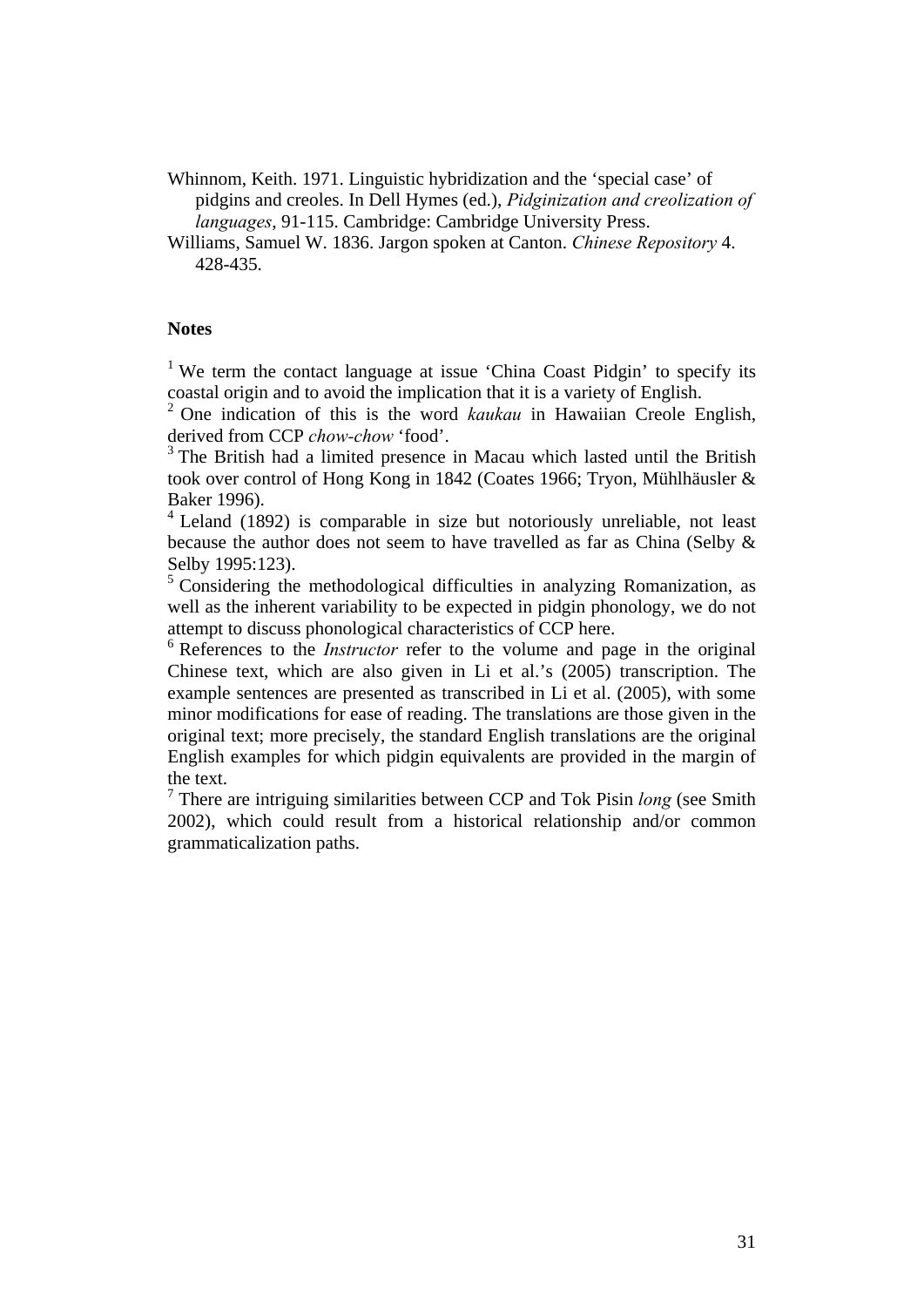Whinnom, Keith. 1971. Linguistic hybridization and the 'special case' of pidgins and creoles. In Dell Hymes (ed.), *Pidginization and creolization of languages*, 91-115. Cambridge: Cambridge University Press.

Williams, Samuel W. 1836. Jargon spoken at Canton. *Chinese Repository* 4. 428-435.

**Notes**

[1] We term the contact language at issue 'China Coast Pidgin' to specify its coastal origin and to avoid the implication that it is a variety of English.

[2] One indication of this is the word *kaukau* in Hawaiian Creole English, derived from CCP *chow-chow* 'food'.

[3] The British had a limited presence in Macau which lasted until the British took over control of Hong Kong in 1842 (Coates 1966; Tryon, Mühlhäusler & Baker 1996).

[4] Leland (1892) is comparable in size but notoriously unreliable, not least because the author does not seem to have travelled as far as China (Selby & Selby 1995:123).

[5] Considering the methodological difficulties in analyzing Romanization, as well as the inherent variability to be expected in pidgin phonology, we do not attempt to discuss phonological characteristics of CCP here.

[6] References to the *Instructor* refer to the volume and page in the original Chinese text, which are also given in Li et al.'s (2005) transcription. The example sentences are presented as transcribed in Li et al. (2005), with some minor modifications for ease of reading. The translations are those given in the original text; more precisely, the standard English translations are the original English examples for which pidgin equivalents are provided in the margin of the text.

[7] There are intriguing similarities between CCP and Tok Pisin *long* (see Smith 2002), which could result from a historical relationship and/or common grammaticalization paths.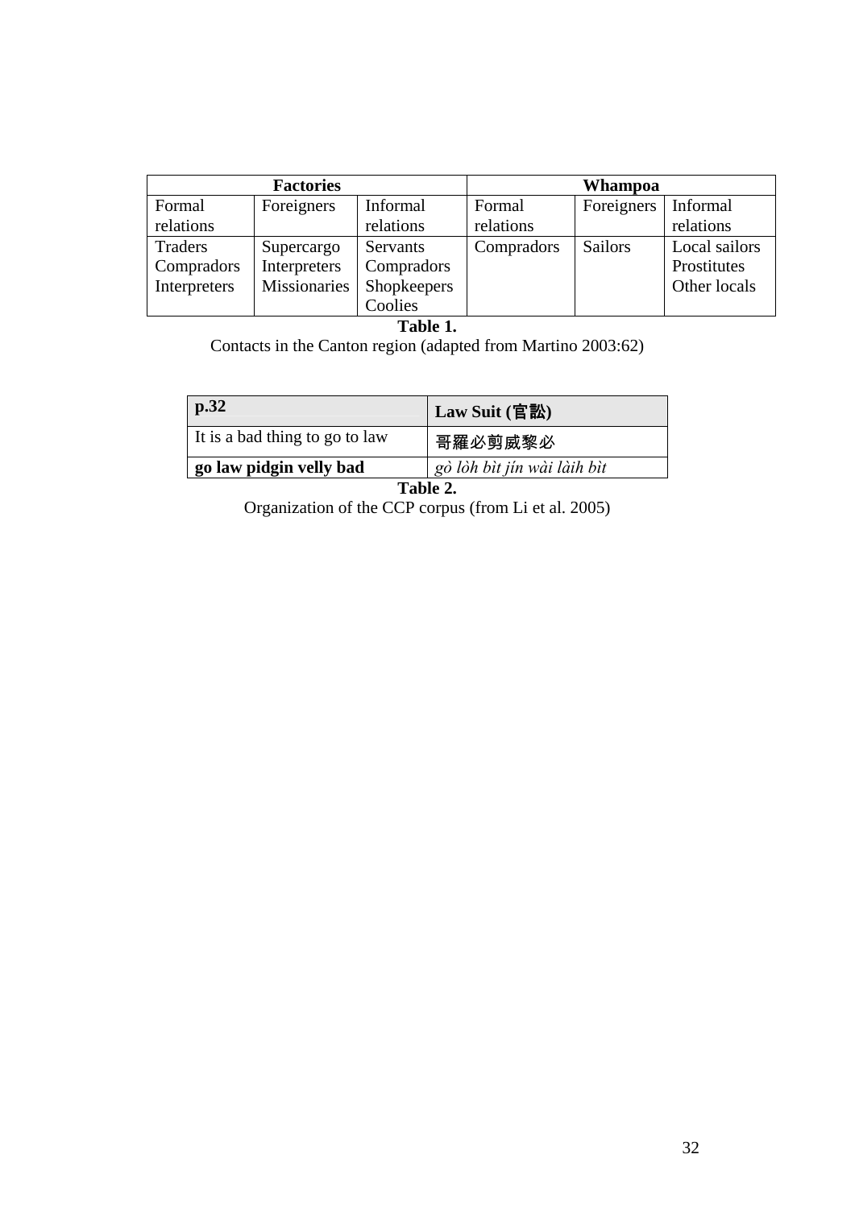| Factories | | | Whampoa | | |
|---|---|---|---|---|---|
| Formal relations | Foreigners | Informal relations | Formal relations | Foreigners | Informal relations |
| Traders<br>Compradors<br>Interpreters | Supercargo<br>Interpreters<br>Missionaries | Servants<br>Compradors<br>Shopkeepers<br>Coolies | Compradors | Sailors | Local sailors<br>Prostitutes<br>Other locals |

**Table 1.**
Contacts in the Canton region (adapted from Martino 2003:62)

| **p.32** | **Law Suit (官訟)** |
|---|---|
| It is a bad thing to go to law | 哥羅必剪威黎必 |
| **go law pidgin velly bad** | *gò lòh bìt jín wài làih bìt* |

**Table 2.**
Organization of the CCP corpus (from Li et al. 2005)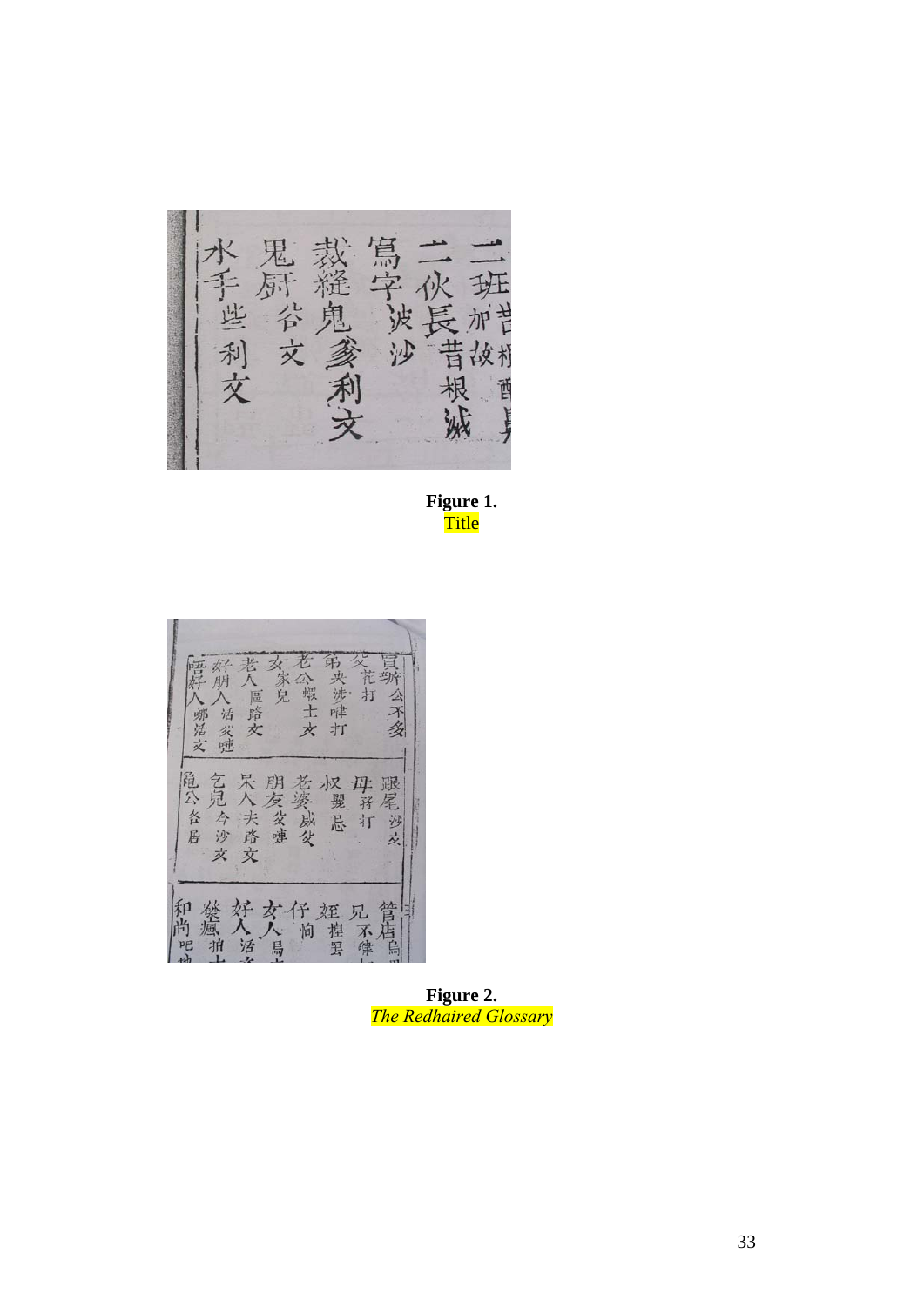**Figure 1.**
Title

**Figure 2.**
*The Redhaired Glossary*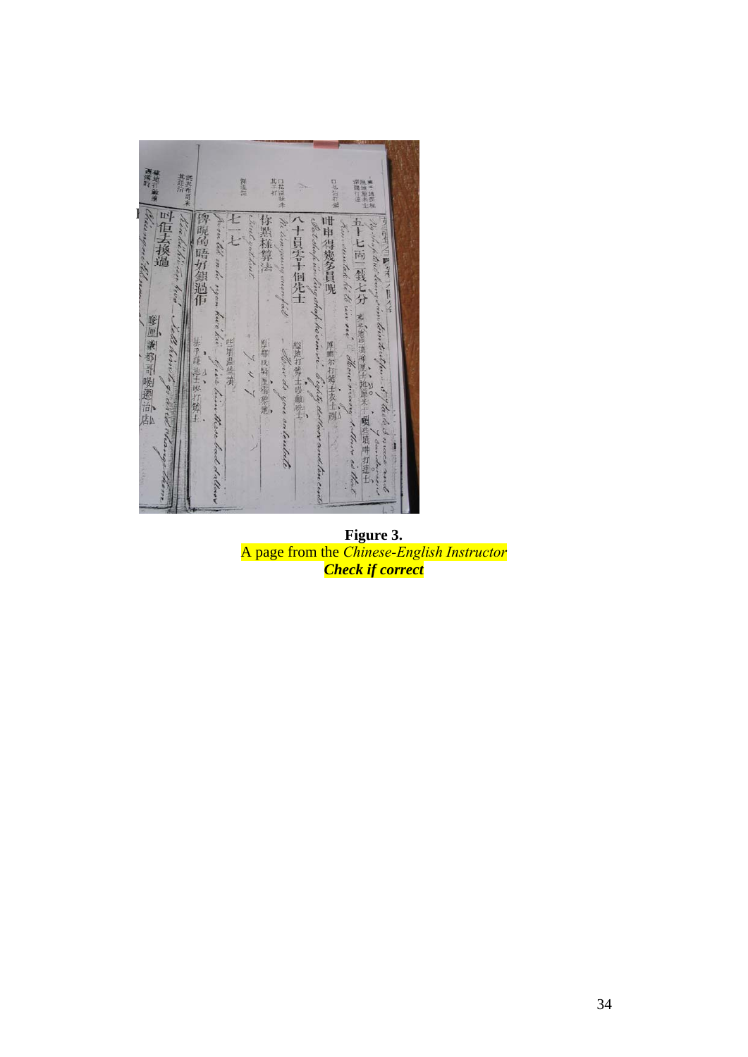**Figure 3.**
A page from the *Chinese-English Instructor*
***Check if correct***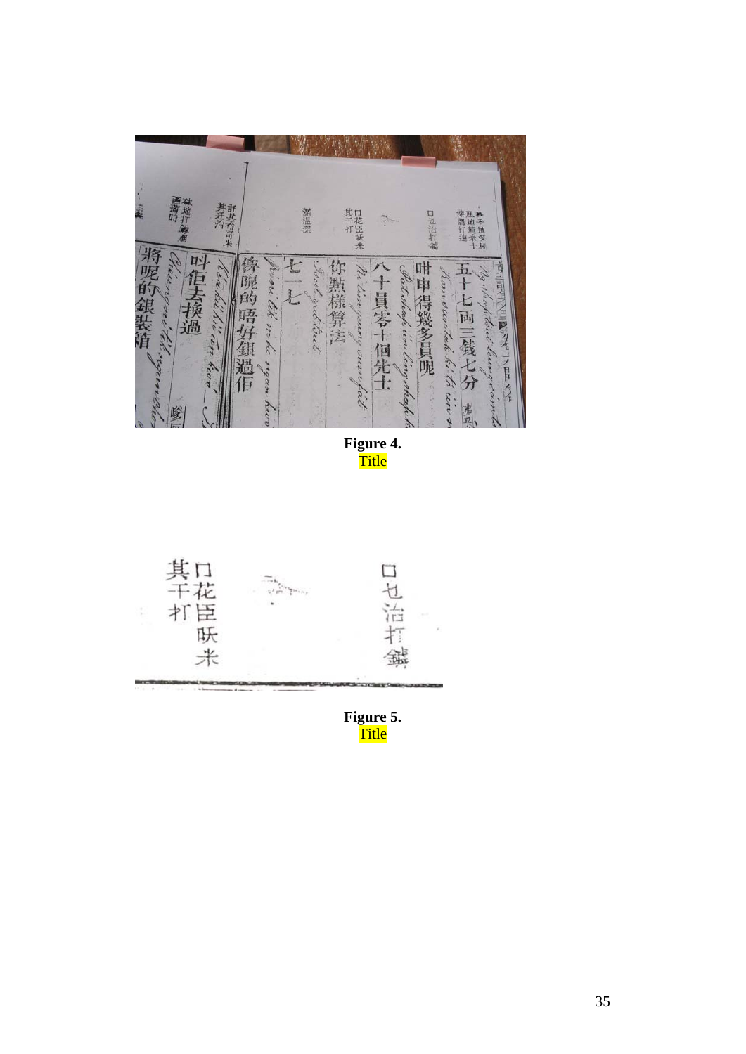**Figure 4.**
Title

**Figure 5.**
Title